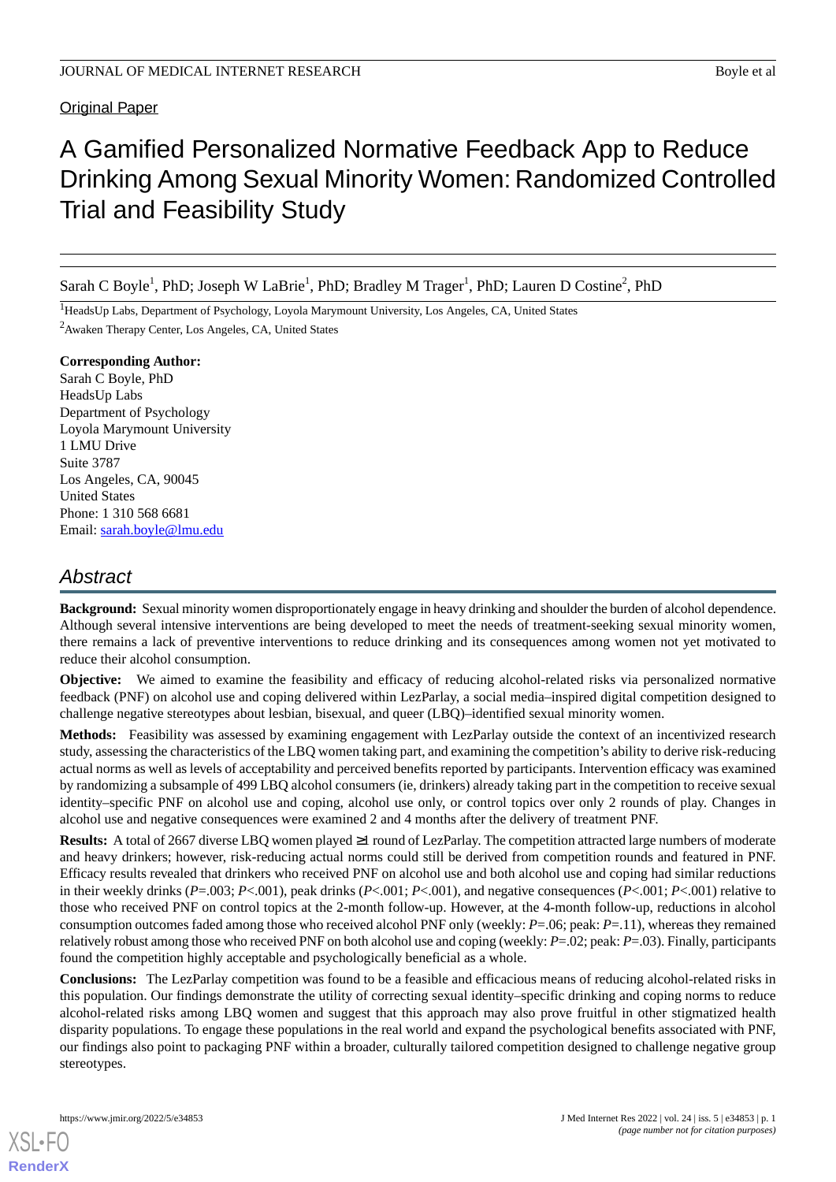Original Paper

# A Gamified Personalized Normative Feedback App to Reduce Drinking Among Sexual Minority Women: Randomized Controlled Trial and Feasibility Study

Sarah C Boyle[1], PhD; Joseph W LaBrie[1], PhD; Bradley M Trager[1], PhD; Lauren D Costine[2], PhD

[1]HeadsUp Labs, Department of Psychology, Loyola Marymount University, Los Angeles, CA, United States

[2]Awaken Therapy Center, Los Angeles, CA, United States

**Corresponding Author:**
Sarah C Boyle, PhD
HeadsUp Labs
Department of Psychology
Loyola Marymount University
1 LMU Drive
Suite 3787
Los Angeles, CA, 90045
United States
Phone: 1 310 568 6681
Email: sarah.boyle@lmu.edu

## Abstract

**Background:** Sexual minority women disproportionately engage in heavy drinking and shoulder the burden of alcohol dependence. Although several intensive interventions are being developed to meet the needs of treatment-seeking sexual minority women, there remains a lack of preventive interventions to reduce drinking and its consequences among women not yet motivated to reduce their alcohol consumption.

**Objective:** We aimed to examine the feasibility and efficacy of reducing alcohol-related risks via personalized normative feedback (PNF) on alcohol use and coping delivered within LezParlay, a social media–inspired digital competition designed to challenge negative stereotypes about lesbian, bisexual, and queer (LBQ)–identified sexual minority women.

**Methods:** Feasibility was assessed by examining engagement with LezParlay outside the context of an incentivized research study, assessing the characteristics of the LBQ women taking part, and examining the competition's ability to derive risk-reducing actual norms as well as levels of acceptability and perceived benefits reported by participants. Intervention efficacy was examined by randomizing a subsample of 499 LBQ alcohol consumers (ie, drinkers) already taking part in the competition to receive sexual identity–specific PNF on alcohol use and coping, alcohol use only, or control topics over only 2 rounds of play. Changes in alcohol use and negative consequences were examined 2 and 4 months after the delivery of treatment PNF.

**Results:** A total of 2667 diverse LBQ women played ≥1 round of LezParlay. The competition attracted large numbers of moderate and heavy drinkers; however, risk-reducing actual norms could still be derived from competition rounds and featured in PNF. Efficacy results revealed that drinkers who received PNF on alcohol use and both alcohol use and coping had similar reductions in their weekly drinks ($P$=.003; $P$<.001), peak drinks ($P$<.001; $P$<.001), and negative consequences ($P$<.001; $P$<.001) relative to those who received PNF on control topics at the 2-month follow-up. However, at the 4-month follow-up, reductions in alcohol consumption outcomes faded among those who received alcohol PNF only (weekly: $P$=.06; peak: $P$=.11), whereas they remained relatively robust among those who received PNF on both alcohol use and coping (weekly: $P$=.02; peak: $P$=.03). Finally, participants found the competition highly acceptable and psychologically beneficial as a whole.

**Conclusions:** The LezParlay competition was found to be a feasible and efficacious means of reducing alcohol-related risks in this population. Our findings demonstrate the utility of correcting sexual identity–specific drinking and coping norms to reduce alcohol-related risks among LBQ women and suggest that this approach may also prove fruitful in other stigmatized health disparity populations. To engage these populations in the real world and expand the psychological benefits associated with PNF, our findings also point to packaging PNF within a broader, culturally tailored competition designed to challenge negative group stereotypes.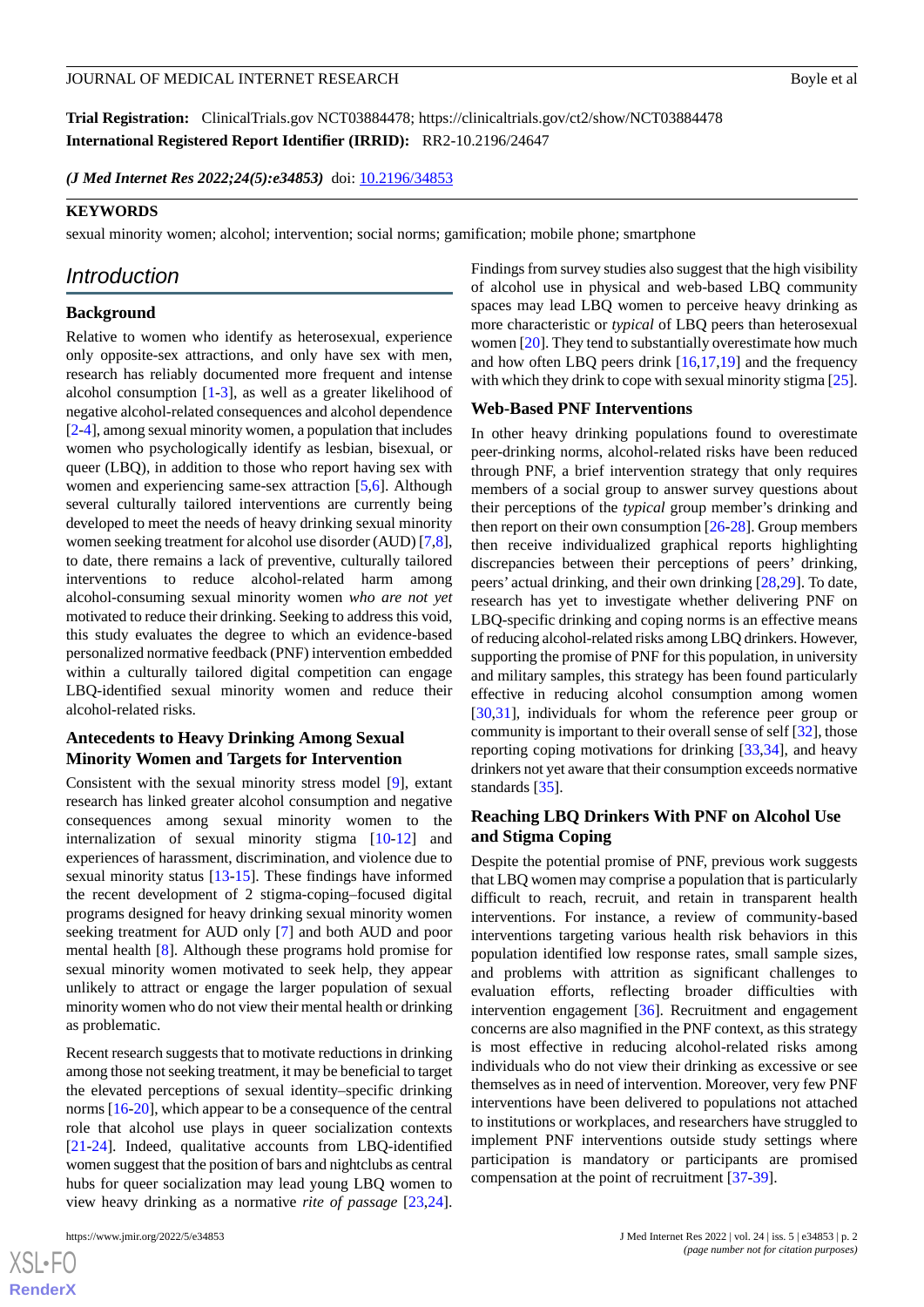**Trial Registration:** ClinicalTrials.gov NCT03884478; https://clinicaltrials.gov/ct2/show/NCT03884478
**International Registered Report Identifier (IRRID):** RR2-10.2196/24647

*(J Med Internet Res 2022;24(5):e34853)* doi: 10.2196/34853

**KEYWORDS**

sexual minority women; alcohol; intervention; social norms; gamification; mobile phone; smartphone

## Introduction

### Background

Relative to women who identify as heterosexual, experience only opposite-sex attractions, and only have sex with men, research has reliably documented more frequent and intense alcohol consumption [1-3], as well as a greater likelihood of negative alcohol-related consequences and alcohol dependence [2-4], among sexual minority women, a population that includes women who psychologically identify as lesbian, bisexual, or queer (LBQ), in addition to those who report having sex with women and experiencing same-sex attraction [5,6]. Although several culturally tailored interventions are currently being developed to meet the needs of heavy drinking sexual minority women seeking treatment for alcohol use disorder (AUD) [7,8], to date, there remains a lack of preventive, culturally tailored interventions to reduce alcohol-related harm among alcohol-consuming sexual minority women *who are not yet* motivated to reduce their drinking. Seeking to address this void, this study evaluates the degree to which an evidence-based personalized normative feedback (PNF) intervention embedded within a culturally tailored digital competition can engage LBQ-identified sexual minority women and reduce their alcohol-related risks.

### Antecedents to Heavy Drinking Among Sexual Minority Women and Targets for Intervention

Consistent with the sexual minority stress model [9], extant research has linked greater alcohol consumption and negative consequences among sexual minority women to the internalization of sexual minority stigma [10-12] and experiences of harassment, discrimination, and violence due to sexual minority status [13-15]. These findings have informed the recent development of 2 stigma-coping–focused digital programs designed for heavy drinking sexual minority women seeking treatment for AUD only [7] and both AUD and poor mental health [8]. Although these programs hold promise for sexual minority women motivated to seek help, they appear unlikely to attract or engage the larger population of sexual minority women who do not view their mental health or drinking as problematic.

Recent research suggests that to motivate reductions in drinking among those not seeking treatment, it may be beneficial to target the elevated perceptions of sexual identity–specific drinking norms [16-20], which appear to be a consequence of the central role that alcohol use plays in queer socialization contexts [21-24]. Indeed, qualitative accounts from LBQ-identified women suggest that the position of bars and nightclubs as central hubs for queer socialization may lead young LBQ women to view heavy drinking as a normative *rite of passage* [23,24]. Findings from survey studies also suggest that the high visibility of alcohol use in physical and web-based LBQ community spaces may lead LBQ women to perceive heavy drinking as more characteristic or *typical* of LBQ peers than heterosexual women [20]. They tend to substantially overestimate how much and how often LBQ peers drink [16,17,19] and the frequency with which they drink to cope with sexual minority stigma [25].

### Web-Based PNF Interventions

In other heavy drinking populations found to overestimate peer-drinking norms, alcohol-related risks have been reduced through PNF, a brief intervention strategy that only requires members of a social group to answer survey questions about their perceptions of the *typical* group member's drinking and then report on their own consumption [26-28]. Group members then receive individualized graphical reports highlighting discrepancies between their perceptions of peers' drinking, peers' actual drinking, and their own drinking [28,29]. To date, research has yet to investigate whether delivering PNF on LBQ-specific drinking and coping norms is an effective means of reducing alcohol-related risks among LBQ drinkers. However, supporting the promise of PNF for this population, in university and military samples, this strategy has been found particularly effective in reducing alcohol consumption among women [30,31], individuals for whom the reference peer group or community is important to their overall sense of self [32], those reporting coping motivations for drinking [33,34], and heavy drinkers not yet aware that their consumption exceeds normative standards [35].

### Reaching LBQ Drinkers With PNF on Alcohol Use and Stigma Coping

Despite the potential promise of PNF, previous work suggests that LBQ women may comprise a population that is particularly difficult to reach, recruit, and retain in transparent health interventions. For instance, a review of community-based interventions targeting various health risk behaviors in this population identified low response rates, small sample sizes, and problems with attrition as significant challenges to evaluation efforts, reflecting broader difficulties with intervention engagement [36]. Recruitment and engagement concerns are also magnified in the PNF context, as this strategy is most effective in reducing alcohol-related risks among individuals who do not view their drinking as excessive or see themselves as in need of intervention. Moreover, very few PNF interventions have been delivered to populations not attached to institutions or workplaces, and researchers have struggled to implement PNF interventions outside study settings where participation is mandatory or participants are promised compensation at the point of recruitment [37-39].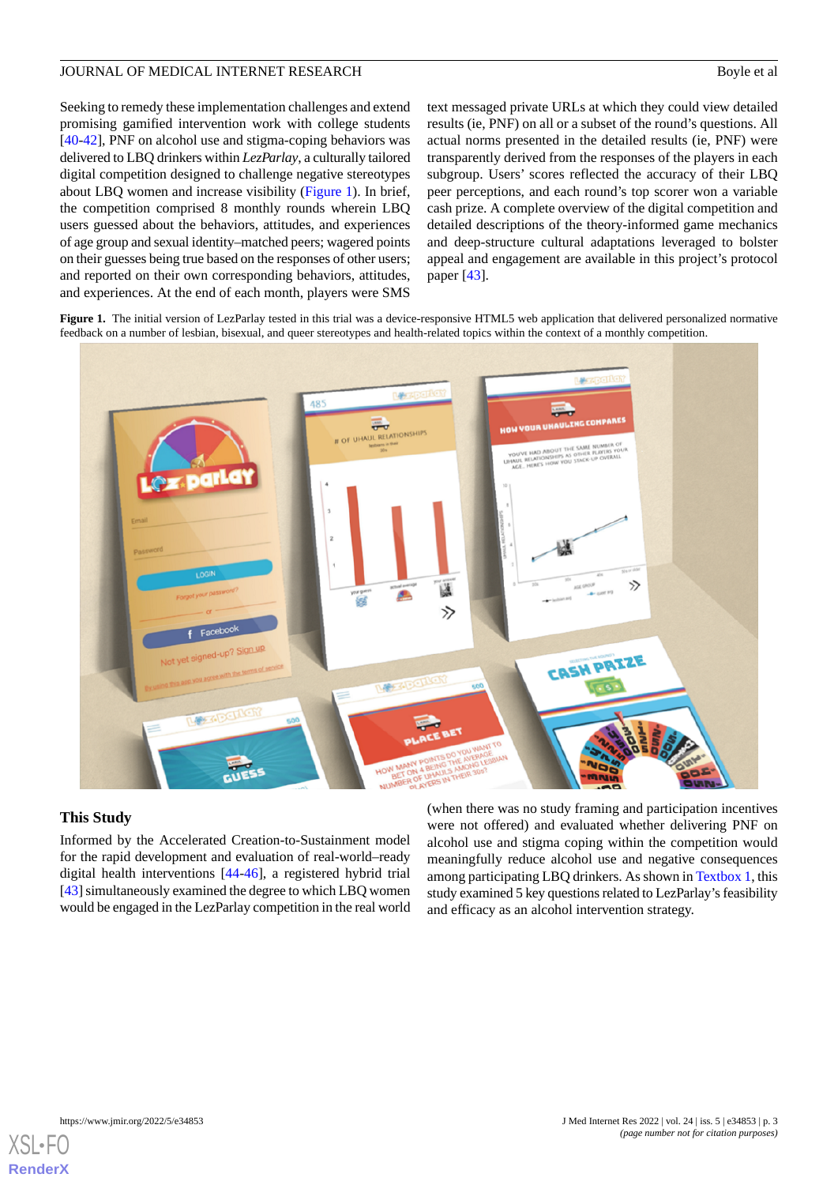Seeking to remedy these implementation challenges and extend promising gamified intervention work with college students [40-42], PNF on alcohol use and stigma-coping behaviors was delivered to LBQ drinkers within *LezParlay*, a culturally tailored digital competition designed to challenge negative stereotypes about LBQ women and increase visibility (Figure 1). In brief, the competition comprised 8 monthly rounds wherein LBQ users guessed about the behaviors, attitudes, and experiences of age group and sexual identity–matched peers; wagered points on their guesses being true based on the responses of other users; and reported on their own corresponding behaviors, attitudes, and experiences. At the end of each month, players were SMS text messaged private URLs at which they could view detailed results (ie, PNF) on all or a subset of the round's questions. All actual norms presented in the detailed results (ie, PNF) were transparently derived from the responses of the players in each subgroup. Users' scores reflected the accuracy of their LBQ peer perceptions, and each round's top scorer won a variable cash prize. A complete overview of the digital competition and detailed descriptions of the theory-informed game mechanics and deep-structure cultural adaptations leveraged to bolster appeal and engagement are available in this project's protocol paper [43].

**Figure 1.** The initial version of LezParlay tested in this trial was a device-responsive HTML5 web application that delivered personalized normative feedback on a number of lesbian, bisexual, and queer stereotypes and health-related topics within the context of a monthly competition.

## This Study

Informed by the Accelerated Creation-to-Sustainment model for the rapid development and evaluation of real-world–ready digital health interventions [44-46], a registered hybrid trial [43] simultaneously examined the degree to which LBQ women would be engaged in the LezParlay competition in the real world (when there was no study framing and participation incentives were not offered) and evaluated whether delivering PNF on alcohol use and stigma coping within the competition would meaningfully reduce alcohol use and negative consequences among participating LBQ drinkers. As shown in Textbox 1, this study examined 5 key questions related to LezParlay's feasibility and efficacy as an alcohol intervention strategy.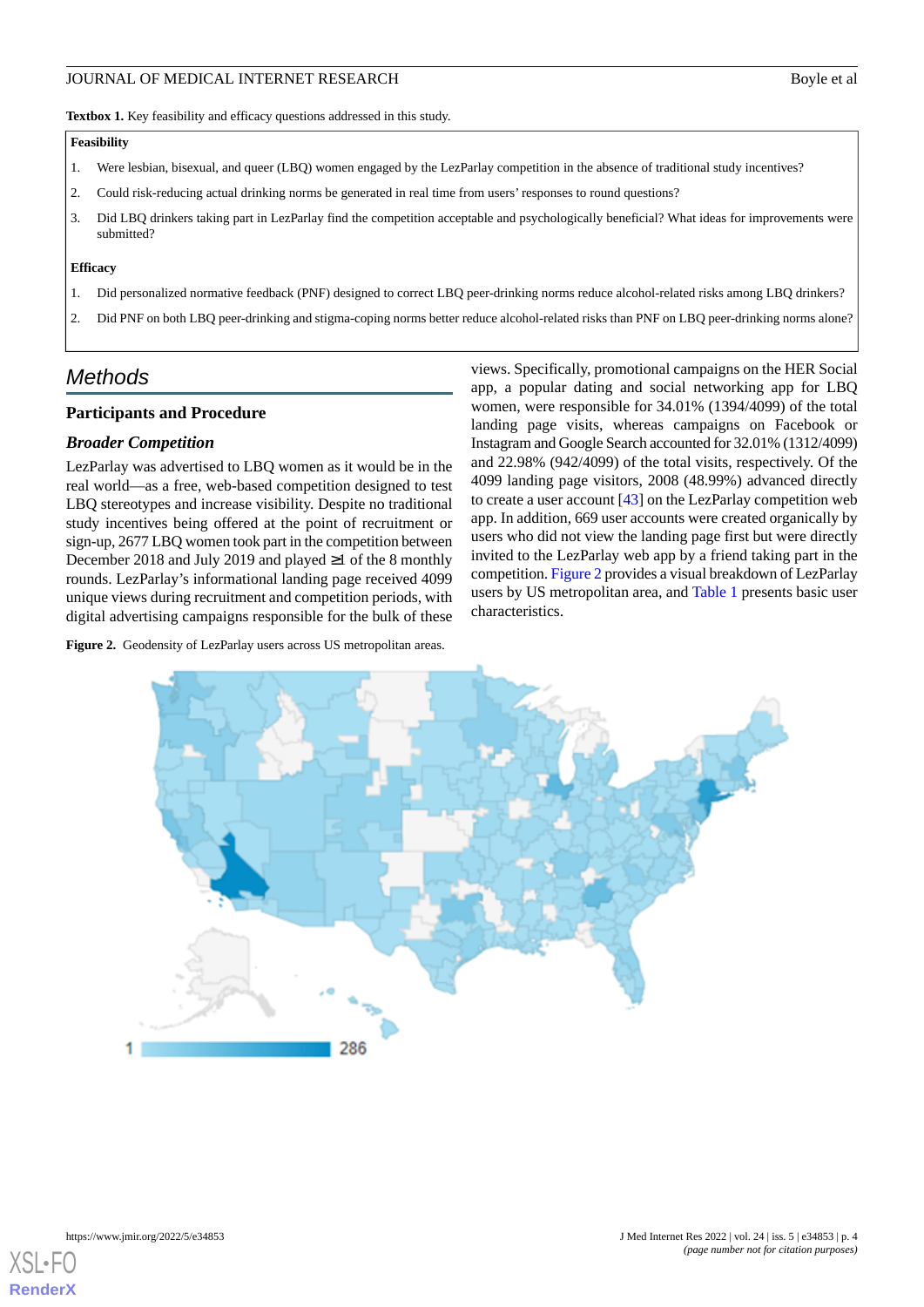**Textbox 1.** Key feasibility and efficacy questions addressed in this study.

**Feasibility**

1. Were lesbian, bisexual, and queer (LBQ) women engaged by the LezParlay competition in the absence of traditional study incentives?
2. Could risk-reducing actual drinking norms be generated in real time from users' responses to round questions?
3. Did LBQ drinkers taking part in LezParlay find the competition acceptable and psychologically beneficial? What ideas for improvements were submitted?

**Efficacy**

1. Did personalized normative feedback (PNF) designed to correct LBQ peer-drinking norms reduce alcohol-related risks among LBQ drinkers?
2. Did PNF on both LBQ peer-drinking and stigma-coping norms better reduce alcohol-related risks than PNF on LBQ peer-drinking norms alone?

## Methods

### Participants and Procedure

#### *Broader Competition*

LezParlay was advertised to LBQ women as it would be in the real world—as a free, web-based competition designed to test LBQ stereotypes and increase visibility. Despite no traditional study incentives being offered at the point of recruitment or sign-up, 2677 LBQ women took part in the competition between December 2018 and July 2019 and played ≥1 of the 8 monthly rounds. LezParlay's informational landing page received 4099 unique views during recruitment and competition periods, with digital advertising campaigns responsible for the bulk of these views. Specifically, promotional campaigns on the HER Social app, a popular dating and social networking app for LBQ women, were responsible for 34.01% (1394/4099) of the total landing page visits, whereas campaigns on Facebook or Instagram and Google Search accounted for 32.01% (1312/4099) and 22.98% (942/4099) of the total visits, respectively. Of the 4099 landing page visitors, 2008 (48.99%) advanced directly to create a user account [43] on the LezParlay competition web app. In addition, 669 user accounts were created organically by users who did not view the landing page first but were directly invited to the LezParlay web app by a friend taking part in the competition. Figure 2 provides a visual breakdown of LezParlay users by US metropolitan area, and Table 1 presents basic user characteristics.

**Figure 2.** Geodensity of LezParlay users across US metropolitan areas.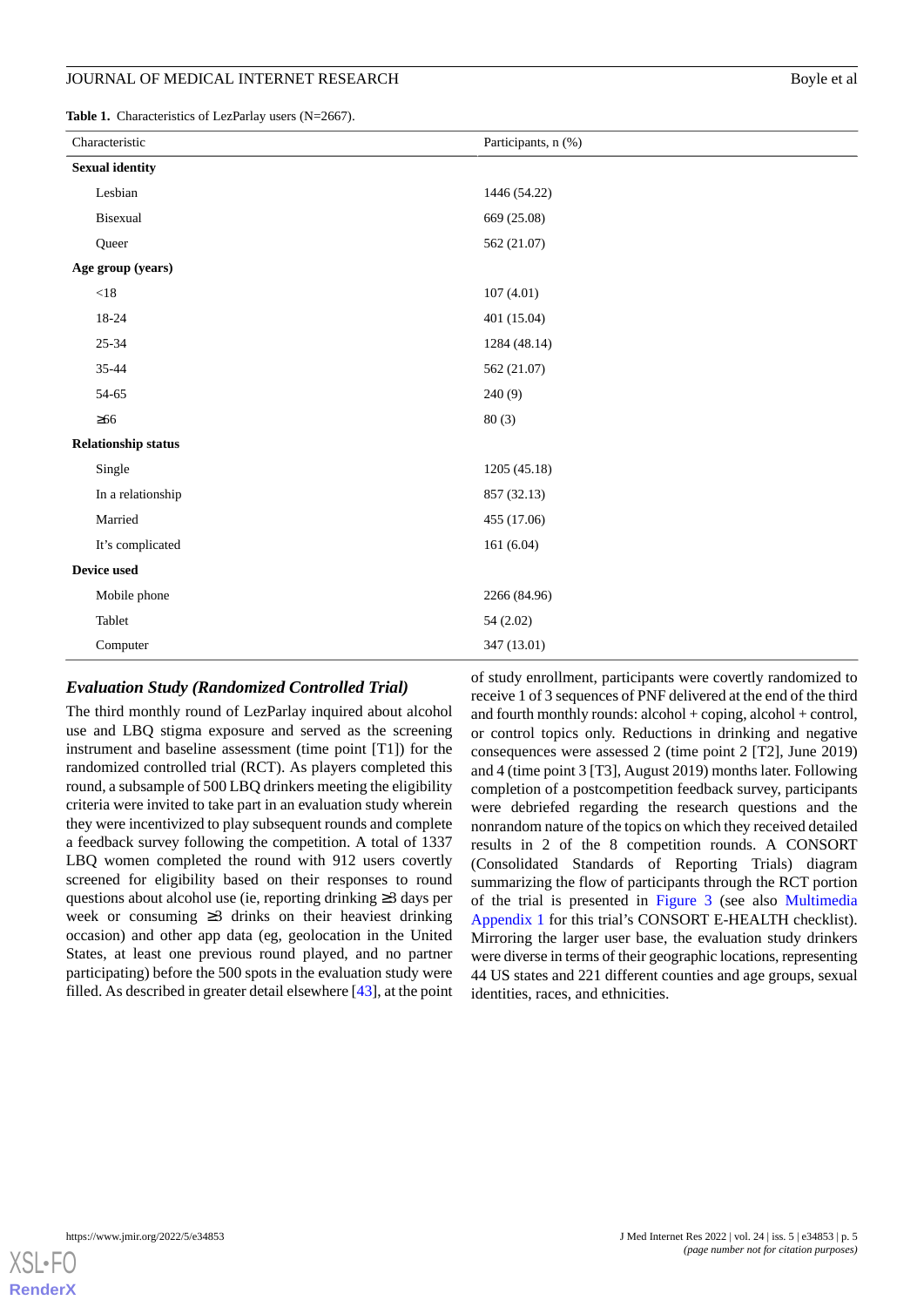**Table 1.** Characteristics of LezParlay users (N=2667).

| Characteristic | Participants, n (%) |
|---|---|
| **Sexual identity** | |
| Lesbian | 1446 (54.22) |
| Bisexual | 669 (25.08) |
| Queer | 562 (21.07) |
| **Age group (years)** | |
| <18 | 107 (4.01) |
| 18-24 | 401 (15.04) |
| 25-34 | 1284 (48.14) |
| 35-44 | 562 (21.07) |
| 54-65 | 240 (9) |
| ≥66 | 80 (3) |
| **Relationship status** | |
| Single | 1205 (45.18) |
| In a relationship | 857 (32.13) |
| Married | 455 (17.06) |
| It’s complicated | 161 (6.04) |
| **Device used** | |
| Mobile phone | 2266 (84.96) |
| Tablet | 54 (2.02) |
| Computer | 347 (13.01) |

### *Evaluation Study (Randomized Controlled Trial)*

The third monthly round of LezParlay inquired about alcohol use and LBQ stigma exposure and served as the screening instrument and baseline assessment (time point [T1]) for the randomized controlled trial (RCT). As players completed this round, a subsample of 500 LBQ drinkers meeting the eligibility criteria were invited to take part in an evaluation study wherein they were incentivized to play subsequent rounds and complete a feedback survey following the competition. A total of 1337 LBQ women completed the round with 912 users covertly screened for eligibility based on their responses to round questions about alcohol use (ie, reporting drinking ≥3 days per week or consuming ≥3 drinks on their heaviest drinking occasion) and other app data (eg, geolocation in the United States, at least one previous round played, and no partner participating) before the 500 spots in the evaluation study were filled. As described in greater detail elsewhere [43], at the point of study enrollment, participants were covertly randomized to receive 1 of 3 sequences of PNF delivered at the end of the third and fourth monthly rounds: alcohol + coping, alcohol + control, or control topics only. Reductions in drinking and negative consequences were assessed 2 (time point 2 [T2], June 2019) and 4 (time point 3 [T3], August 2019) months later. Following completion of a postcompetition feedback survey, participants were debriefed regarding the research questions and the nonrandom nature of the topics on which they received detailed results in 2 of the 8 competition rounds. A CONSORT (Consolidated Standards of Reporting Trials) diagram summarizing the flow of participants through the RCT portion of the trial is presented in Figure 3 (see also Multimedia Appendix 1 for this trial’s CONSORT E-HEALTH checklist). Mirroring the larger user base, the evaluation study drinkers were diverse in terms of their geographic locations, representing 44 US states and 221 different counties and age groups, sexual identities, races, and ethnicities.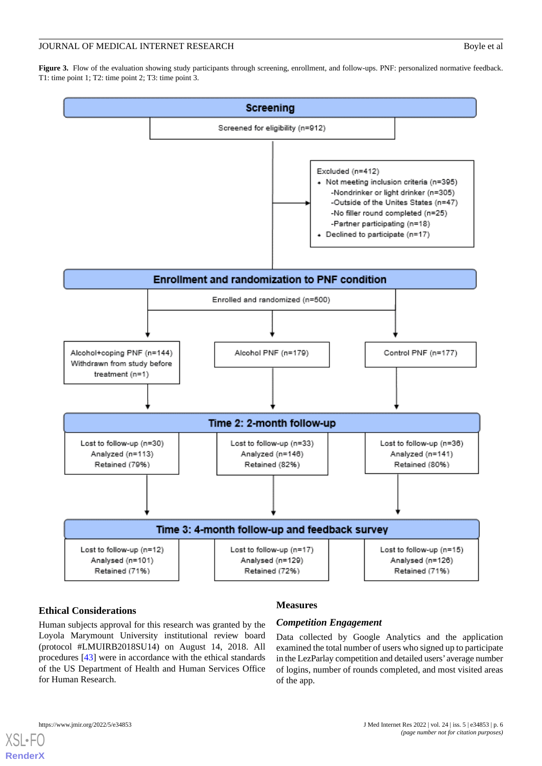**Figure 3.** Flow of the evaluation showing study participants through screening, enrollment, and follow-ups. PNF: personalized normative feedback. T1: time point 1; T2: time point 2; T3: time point 3.

**Screening**

Screened for eligibility (n=912)

Excluded (n=412)
- Not meeting inclusion criteria (n=395)
  - -Nondrinker or light drinker (n=305)
  - -Outside of the Unites States (n=47)
  - -No filler round completed (n=25)
  - -Partner participating (n=18)
- Declined to participate (n=17)

**Enrollment and randomization to PNF condition**

Enrolled and randomized (n=500)

| Alcohol+coping PNF | Alcohol PNF | Control PNF |
| --- | --- | --- |
| Alcohol+coping PNF (n=144) Withdrawn from study before treatment (n=1) | Alcohol PNF (n=179) | Control PNF (n=177) |
| **Time 2: 2-month follow-up** | | |
| Lost to follow-up (n=30) Analyzed (n=113) Retained (79%) | Lost to follow-up (n=33) Analyzed (n=146) Retained (82%) | Lost to follow-up (n=36) Analyzed (n=141) Retained (80%) |
| **Time 3: 4-month follow-up and feedback survey** | | |
| Lost to follow-up (n=12) Analysed (n=101) Retained (71%) | Lost to follow-up (n=17) Analysed (n=129) Retained (72%) | Lost to follow-up (n=15) Analysed (n=126) Retained (71%) |

### Ethical Considerations

Human subjects approval for this research was granted by the Loyola Marymount University institutional review board (protocol #LMUIRB2018SU14) on August 14, 2018. All procedures [43] were in accordance with the ethical standards of the US Department of Health and Human Services Office for Human Research.

### Measures

#### *Competition Engagement*

Data collected by Google Analytics and the application examined the total number of users who signed up to participate in the LezParlay competition and detailed users' average number of logins, number of rounds completed, and most visited areas of the app.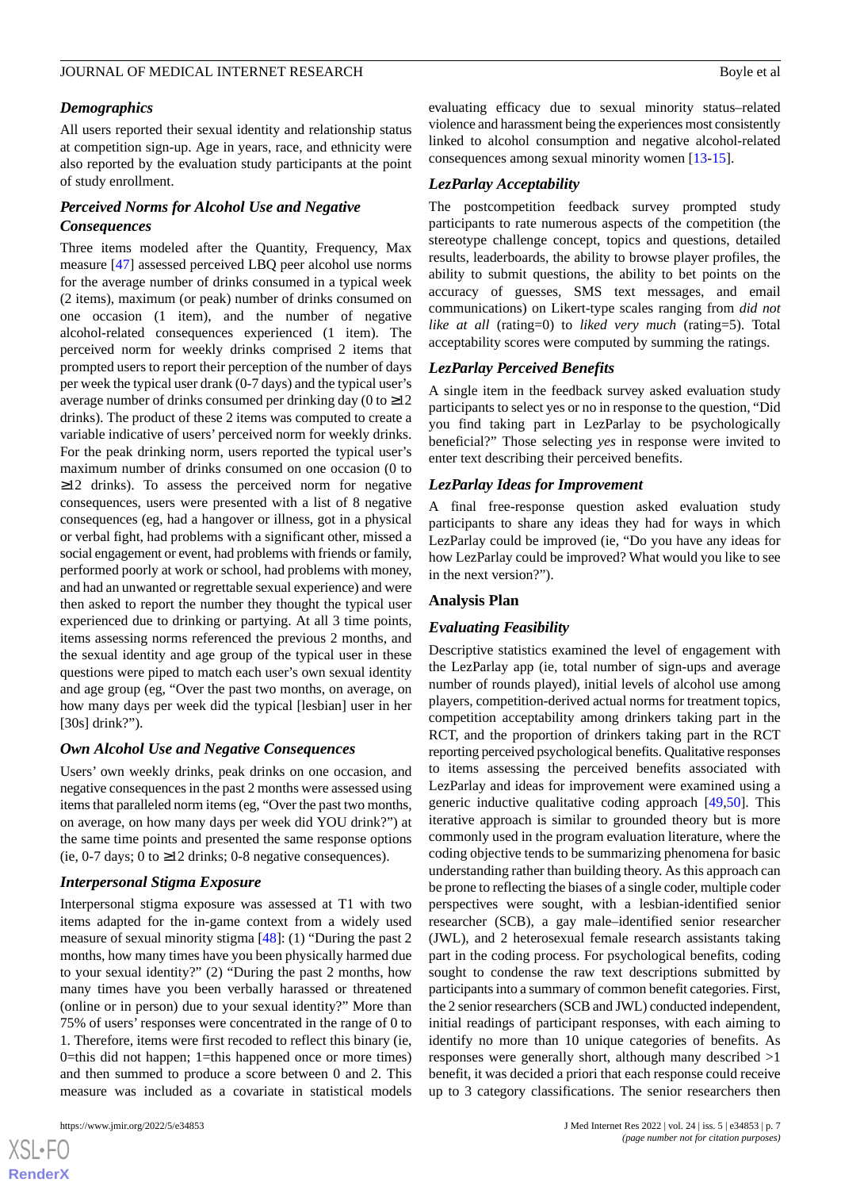### Demographics

All users reported their sexual identity and relationship status at competition sign-up. Age in years, race, and ethnicity were also reported by the evaluation study participants at the point of study enrollment.

### Perceived Norms for Alcohol Use and Negative Consequences

Three items modeled after the Quantity, Frequency, Max measure [47] assessed perceived LBQ peer alcohol use norms for the average number of drinks consumed in a typical week (2 items), maximum (or peak) number of drinks consumed on one occasion (1 item), and the number of negative alcohol-related consequences experienced (1 item). The perceived norm for weekly drinks comprised 2 items that prompted users to report their perception of the number of days per week the typical user drank (0-7 days) and the typical user's average number of drinks consumed per drinking day (0 to ≥12 drinks). The product of these 2 items was computed to create a variable indicative of users' perceived norm for weekly drinks. For the peak drinking norm, users reported the typical user's maximum number of drinks consumed on one occasion (0 to ≥12 drinks). To assess the perceived norm for negative consequences, users were presented with a list of 8 negative consequences (eg, had a hangover or illness, got in a physical or verbal fight, had problems with a significant other, missed a social engagement or event, had problems with friends or family, performed poorly at work or school, had problems with money, and had an unwanted or regrettable sexual experience) and were then asked to report the number they thought the typical user experienced due to drinking or partying. At all 3 time points, items assessing norms referenced the previous 2 months, and the sexual identity and age group of the typical user in these questions were piped to match each user's own sexual identity and age group (eg, "Over the past two months, on average, on how many days per week did the typical [lesbian] user in her [30s] drink?").

### Own Alcohol Use and Negative Consequences

Users' own weekly drinks, peak drinks on one occasion, and negative consequences in the past 2 months were assessed using items that paralleled norm items (eg, "Over the past two months, on average, on how many days per week did YOU drink?") at the same time points and presented the same response options (ie, 0-7 days; 0 to ≥12 drinks; 0-8 negative consequences).

### Interpersonal Stigma Exposure

Interpersonal stigma exposure was assessed at T1 with two items adapted for the in-game context from a widely used measure of sexual minority stigma [48]: (1) "During the past 2 months, how many times have you been physically harmed due to your sexual identity?" (2) "During the past 2 months, how many times have you been verbally harassed or threatened (online or in person) due to your sexual identity?" More than 75% of users' responses were concentrated in the range of 0 to 1. Therefore, items were first recoded to reflect this binary (ie, 0=this did not happen; 1=this happened once or more times) and then summed to produce a score between 0 and 2. This measure was included as a covariate in statistical models evaluating efficacy due to sexual minority status–related violence and harassment being the experiences most consistently linked to alcohol consumption and negative alcohol-related consequences among sexual minority women [13-15].

### LezParlay Acceptability

The postcompetition feedback survey prompted study participants to rate numerous aspects of the competition (the stereotype challenge concept, topics and questions, detailed results, leaderboards, the ability to browse player profiles, the ability to submit questions, the ability to bet points on the accuracy of guesses, SMS text messages, and email communications) on Likert-type scales ranging from *did not like at all* (rating=0) to *liked very much* (rating=5). Total acceptability scores were computed by summing the ratings.

### LezParlay Perceived Benefits

A single item in the feedback survey asked evaluation study participants to select yes or no in response to the question, "Did you find taking part in LezParlay to be psychologically beneficial?" Those selecting *yes* in response were invited to enter text describing their perceived benefits.

### LezParlay Ideas for Improvement

A final free-response question asked evaluation study participants to share any ideas they had for ways in which LezParlay could be improved (ie, "Do you have any ideas for how LezParlay could be improved? What would you like to see in the next version?").

## Analysis Plan

### Evaluating Feasibility

Descriptive statistics examined the level of engagement with the LezParlay app (ie, total number of sign-ups and average number of rounds played), initial levels of alcohol use among players, competition-derived actual norms for treatment topics, competition acceptability among drinkers taking part in the RCT, and the proportion of drinkers taking part in the RCT reporting perceived psychological benefits. Qualitative responses to items assessing the perceived benefits associated with LezParlay and ideas for improvement were examined using a generic inductive qualitative coding approach [49,50]. This iterative approach is similar to grounded theory but is more commonly used in the program evaluation literature, where the coding objective tends to be summarizing phenomena for basic understanding rather than building theory. As this approach can be prone to reflecting the biases of a single coder, multiple coder perspectives were sought, with a lesbian-identified senior researcher (SCB), a gay male–identified senior researcher (JWL), and 2 heterosexual female research assistants taking part in the coding process. For psychological benefits, coding sought to condense the raw text descriptions submitted by participants into a summary of common benefit categories. First, the 2 senior researchers (SCB and JWL) conducted independent, initial readings of participant responses, with each aiming to identify no more than 10 unique categories of benefits. As responses were generally short, although many described >1 benefit, it was decided a priori that each response could receive up to 3 category classifications. The senior researchers then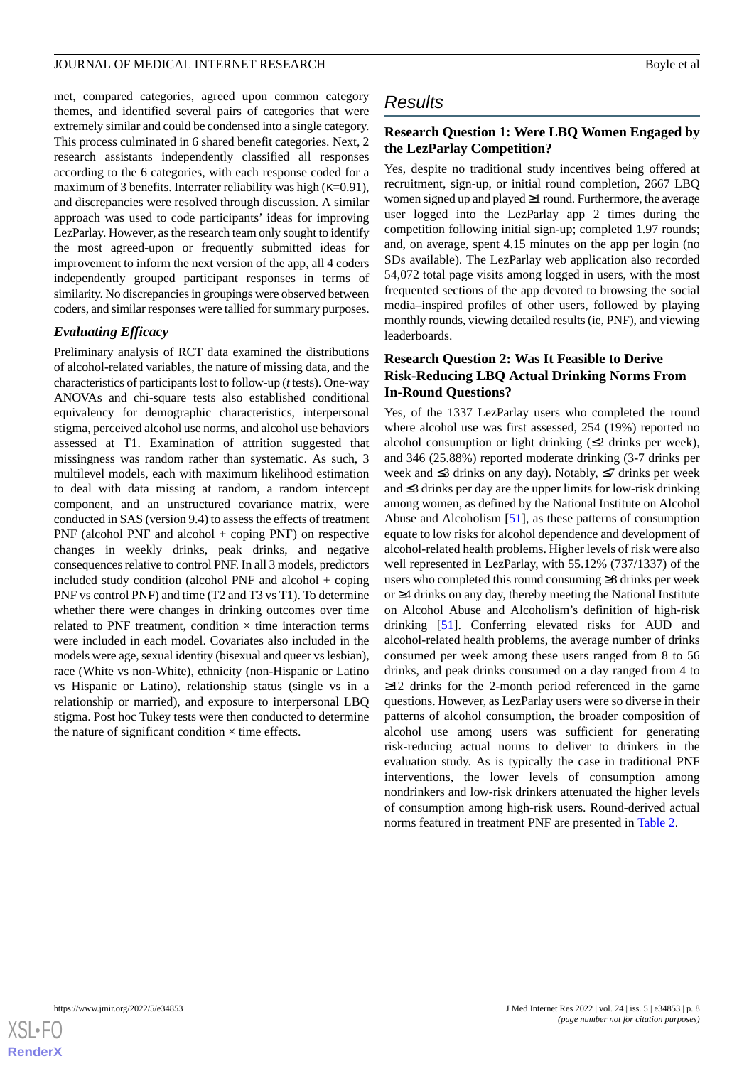met, compared categories, agreed upon common category themes, and identified several pairs of categories that were extremely similar and could be condensed into a single category. This process culminated in 6 shared benefit categories. Next, 2 research assistants independently classified all responses according to the 6 categories, with each response coded for a maximum of 3 benefits. Interrater reliability was high (κ=0.91), and discrepancies were resolved through discussion. A similar approach was used to code participants' ideas for improving LezParlay. However, as the research team only sought to identify the most agreed-upon or frequently submitted ideas for improvement to inform the next version of the app, all 4 coders independently grouped participant responses in terms of similarity. No discrepancies in groupings were observed between coders, and similar responses were tallied for summary purposes.

### Evaluating Efficacy

Preliminary analysis of RCT data examined the distributions of alcohol-related variables, the nature of missing data, and the characteristics of participants lost to follow-up (*t* tests). One-way ANOVAs and chi-square tests also established conditional equivalency for demographic characteristics, interpersonal stigma, perceived alcohol use norms, and alcohol use behaviors assessed at T1. Examination of attrition suggested that missingness was random rather than systematic. As such, 3 multilevel models, each with maximum likelihood estimation to deal with data missing at random, a random intercept component, and an unstructured covariance matrix, were conducted in SAS (version 9.4) to assess the effects of treatment PNF (alcohol PNF and alcohol + coping PNF) on respective changes in weekly drinks, peak drinks, and negative consequences relative to control PNF. In all 3 models, predictors included study condition (alcohol PNF and alcohol + coping PNF vs control PNF) and time (T2 and T3 vs T1). To determine whether there were changes in drinking outcomes over time related to PNF treatment, condition × time interaction terms were included in each model. Covariates also included in the models were age, sexual identity (bisexual and queer vs lesbian), race (White vs non-White), ethnicity (non-Hispanic or Latino vs Hispanic or Latino), relationship status (single vs in a relationship or married), and exposure to interpersonal LBQ stigma. Post hoc Tukey tests were then conducted to determine the nature of significant condition × time effects.

## Results

### Research Question 1: Were LBQ Women Engaged by the LezParlay Competition?

Yes, despite no traditional study incentives being offered at recruitment, sign-up, or initial round completion, 2667 LBQ women signed up and played ≥1 round. Furthermore, the average user logged into the LezParlay app 2 times during the competition following initial sign-up; completed 1.97 rounds; and, on average, spent 4.15 minutes on the app per login (no SDs available). The LezParlay web application also recorded 54,072 total page visits among logged in users, with the most frequented sections of the app devoted to browsing the social media–inspired profiles of other users, followed by playing monthly rounds, viewing detailed results (ie, PNF), and viewing leaderboards.

### Research Question 2: Was It Feasible to Derive Risk-Reducing LBQ Actual Drinking Norms From In-Round Questions?

Yes, of the 1337 LezParlay users who completed the round where alcohol use was first assessed, 254 (19%) reported no alcohol consumption or light drinking (≤2 drinks per week), and 346 (25.88%) reported moderate drinking (3-7 drinks per week and ≤3 drinks on any day). Notably, ≤7 drinks per week and ≤3 drinks per day are the upper limits for low-risk drinking among women, as defined by the National Institute on Alcohol Abuse and Alcoholism [51], as these patterns of consumption equate to low risks for alcohol dependence and development of alcohol-related health problems. Higher levels of risk were also well represented in LezParlay, with 55.12% (737/1337) of the users who completed this round consuming ≥8 drinks per week or ≥4 drinks on any day, thereby meeting the National Institute on Alcohol Abuse and Alcoholism's definition of high-risk drinking [51]. Conferring elevated risks for AUD and alcohol-related health problems, the average number of drinks consumed per week among these users ranged from 8 to 56 drinks, and peak drinks consumed on a day ranged from 4 to ≥12 drinks for the 2-month period referenced in the game questions. However, as LezParlay users were so diverse in their patterns of alcohol consumption, the broader composition of alcohol use among users was sufficient for generating risk-reducing actual norms to deliver to drinkers in the evaluation study. As is typically the case in traditional PNF interventions, the lower levels of consumption among nondrinkers and low-risk drinkers attenuated the higher levels of consumption among high-risk users. Round-derived actual norms featured in treatment PNF are presented in Table 2.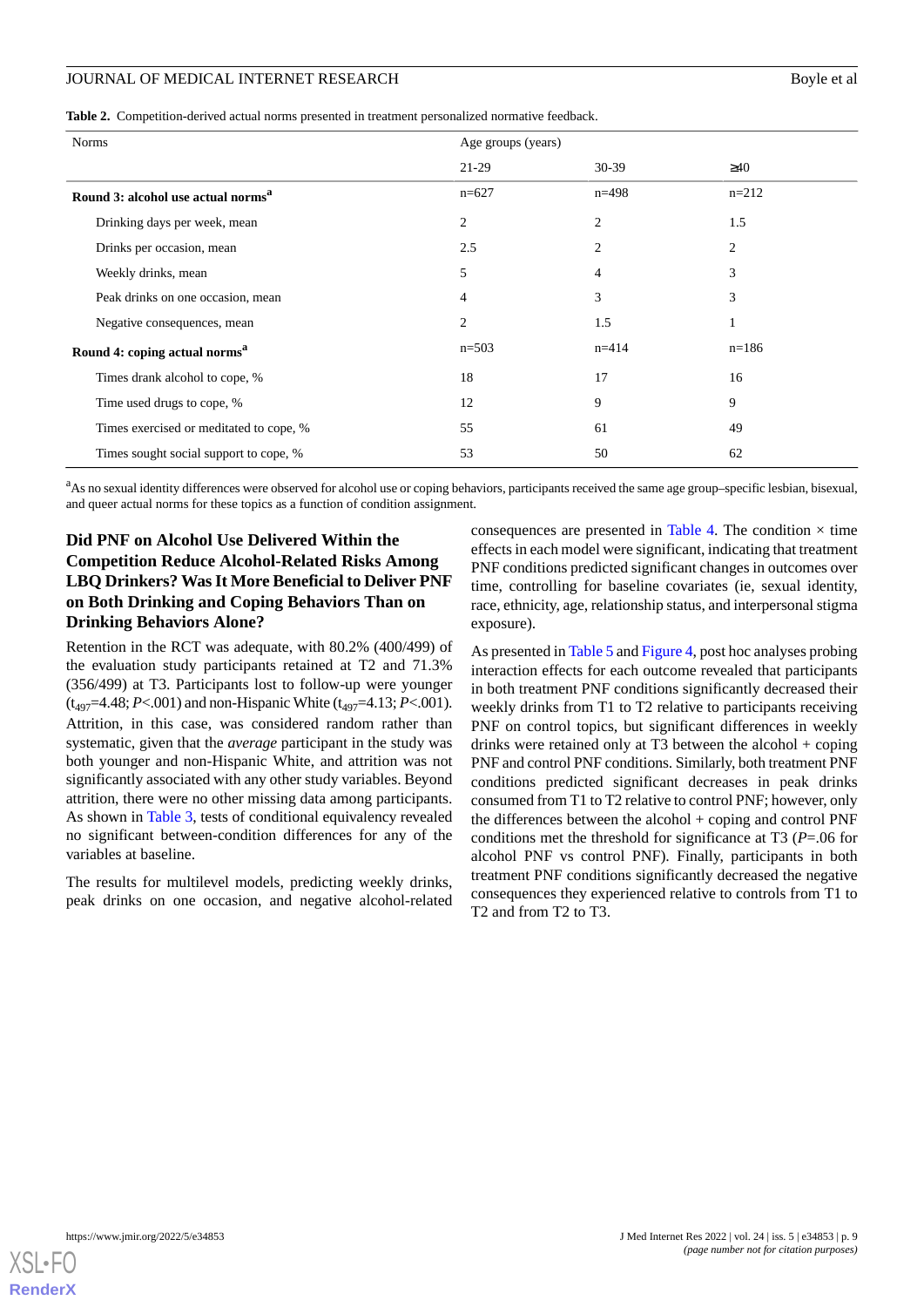**Table 2.** Competition-derived actual norms presented in treatment personalized normative feedback.

| Norms | Age groups (years) | | |
|---|---|---|---|
| | 21-29 | 30-39 | ≥40 |
| **Round 3: alcohol use actual norms[a]** | n=627 | n=498 | n=212 |
| Drinking days per week, mean | 2 | 2 | 1.5 |
| Drinks per occasion, mean | 2.5 | 2 | 2 |
| Weekly drinks, mean | 5 | 4 | 3 |
| Peak drinks on one occasion, mean | 4 | 3 | 3 |
| Negative consequences, mean | 2 | 1.5 | 1 |
| **Round 4: coping actual norms[a]** | n=503 | n=414 | n=186 |
| Times drank alcohol to cope, % | 18 | 17 | 16 |
| Time used drugs to cope, % | 12 | 9 | 9 |
| Times exercised or meditated to cope, % | 55 | 61 | 49 |
| Times sought social support to cope, % | 53 | 50 | 62 |

[a]As no sexual identity differences were observed for alcohol use or coping behaviors, participants received the same age group–specific lesbian, bisexual, and queer actual norms for these topics as a function of condition assignment.

### Did PNF on Alcohol Use Delivered Within the Competition Reduce Alcohol-Related Risks Among LBQ Drinkers? Was It More Beneficial to Deliver PNF on Both Drinking and Coping Behaviors Than on Drinking Behaviors Alone?

Retention in the RCT was adequate, with 80.2% (400/499) of the evaluation study participants retained at T2 and 71.3% (356/499) at T3. Participants lost to follow-up were younger ($t_{497}$=4.48; *P*<.001) and non-Hispanic White ($t_{497}$=4.13; *P*<.001). Attrition, in this case, was considered random rather than systematic, given that the *average* participant in the study was both younger and non-Hispanic White, and attrition was not significantly associated with any other study variables. Beyond attrition, there were no other missing data among participants. As shown in Table 3, tests of conditional equivalency revealed no significant between-condition differences for any of the variables at baseline.

The results for multilevel models, predicting weekly drinks, peak drinks on one occasion, and negative alcohol-related consequences are presented in Table 4. The condition × time effects in each model were significant, indicating that treatment PNF conditions predicted significant changes in outcomes over time, controlling for baseline covariates (ie, sexual identity, race, ethnicity, age, relationship status, and interpersonal stigma exposure).

As presented in Table 5 and Figure 4, post hoc analyses probing interaction effects for each outcome revealed that participants in both treatment PNF conditions significantly decreased their weekly drinks from T1 to T2 relative to participants receiving PNF on control topics, but significant differences in weekly drinks were retained only at T3 between the alcohol + coping PNF and control PNF conditions. Similarly, both treatment PNF conditions predicted significant decreases in peak drinks consumed from T1 to T2 relative to control PNF; however, only the differences between the alcohol + coping and control PNF conditions met the threshold for significance at T3 (*P*=.06 for alcohol PNF vs control PNF). Finally, participants in both treatment PNF conditions significantly decreased the negative consequences they experienced relative to controls from T1 to T2 and from T2 to T3.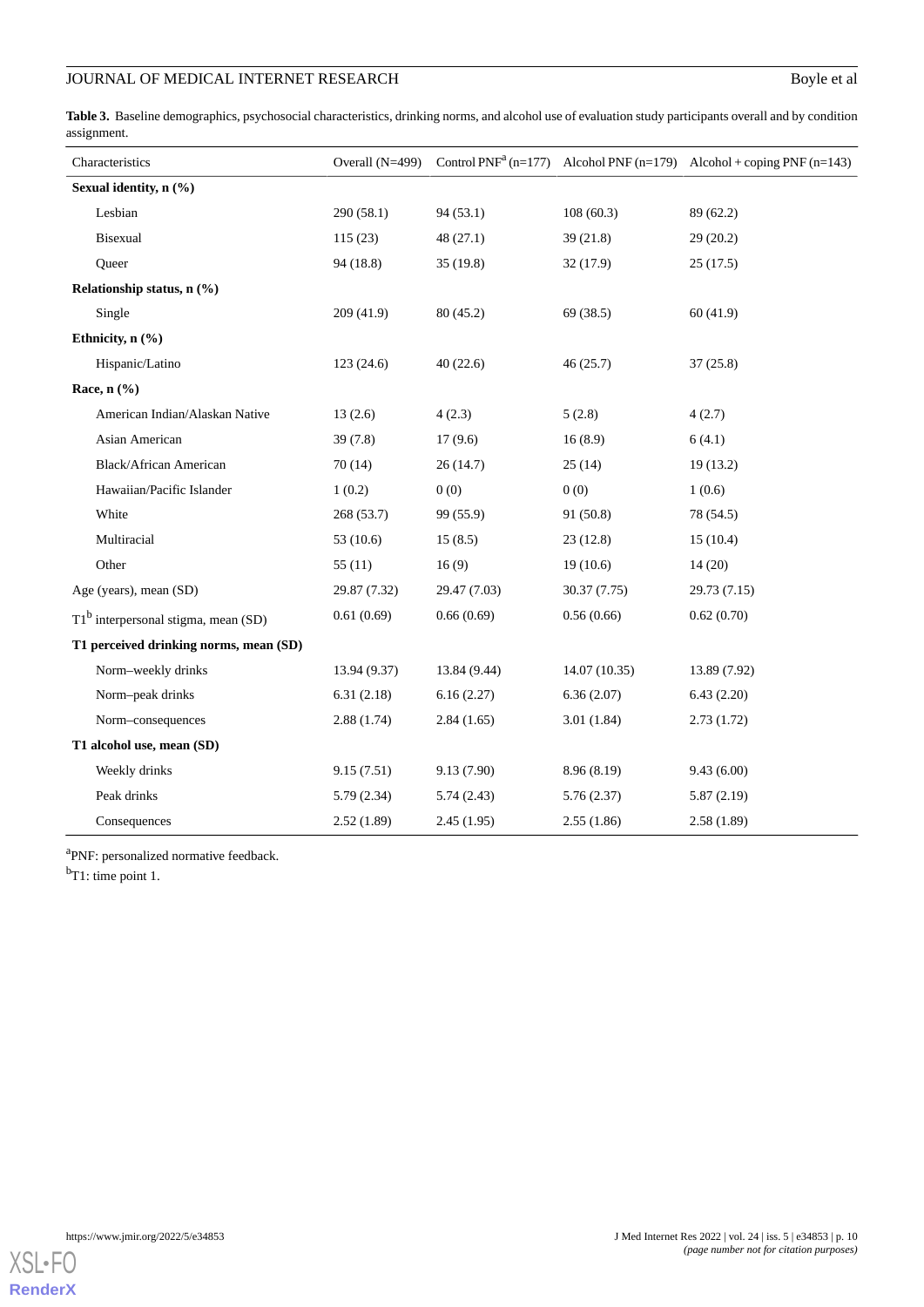**Table 3.** Baseline demographics, psychosocial characteristics, drinking norms, and alcohol use of evaluation study participants overall and by condition assignment.

| Characteristics | Overall (N=499) | Control PNF[a] (n=177) | Alcohol PNF (n=179) | Alcohol + coping PNF (n=143) |
|---|---|---|---|---|
| **Sexual identity, n (%)** | | | | |
| Lesbian | 290 (58.1) | 94 (53.1) | 108 (60.3) | 89 (62.2) |
| Bisexual | 115 (23) | 48 (27.1) | 39 (21.8) | 29 (20.2) |
| Queer | 94 (18.8) | 35 (19.8) | 32 (17.9) | 25 (17.5) |
| **Relationship status, n (%)** | | | | |
| Single | 209 (41.9) | 80 (45.2) | 69 (38.5) | 60 (41.9) |
| **Ethnicity, n (%)** | | | | |
| Hispanic/Latino | 123 (24.6) | 40 (22.6) | 46 (25.7) | 37 (25.8) |
| **Race, n (%)** | | | | |
| American Indian/Alaskan Native | 13 (2.6) | 4 (2.3) | 5 (2.8) | 4 (2.7) |
| Asian American | 39 (7.8) | 17 (9.6) | 16 (8.9) | 6 (4.1) |
| Black/African American | 70 (14) | 26 (14.7) | 25 (14) | 19 (13.2) |
| Hawaiian/Pacific Islander | 1 (0.2) | 0 (0) | 0 (0) | 1 (0.6) |
| White | 268 (53.7) | 99 (55.9) | 91 (50.8) | 78 (54.5) |
| Multiracial | 53 (10.6) | 15 (8.5) | 23 (12.8) | 15 (10.4) |
| Other | 55 (11) | 16 (9) | 19 (10.6) | 14 (20) |
| Age (years), mean (SD) | 29.87 (7.32) | 29.47 (7.03) | 30.37 (7.75) | 29.73 (7.15) |
| T1[b] interpersonal stigma, mean (SD) | 0.61 (0.69) | 0.66 (0.69) | 0.56 (0.66) | 0.62 (0.70) |
| **T1 perceived drinking norms, mean (SD)** | | | | |
| Norm–weekly drinks | 13.94 (9.37) | 13.84 (9.44) | 14.07 (10.35) | 13.89 (7.92) |
| Norm–peak drinks | 6.31 (2.18) | 6.16 (2.27) | 6.36 (2.07) | 6.43 (2.20) |
| Norm–consequences | 2.88 (1.74) | 2.84 (1.65) | 3.01 (1.84) | 2.73 (1.72) |
| **T1 alcohol use, mean (SD)** | | | | |
| Weekly drinks | 9.15 (7.51) | 9.13 (7.90) | 8.96 (8.19) | 9.43 (6.00) |
| Peak drinks | 5.79 (2.34) | 5.74 (2.43) | 5.76 (2.37) | 5.87 (2.19) |
| Consequences | 2.52 (1.89) | 2.45 (1.95) | 2.55 (1.86) | 2.58 (1.89) |

[a]PNF: personalized normative feedback.

[b]T1: time point 1.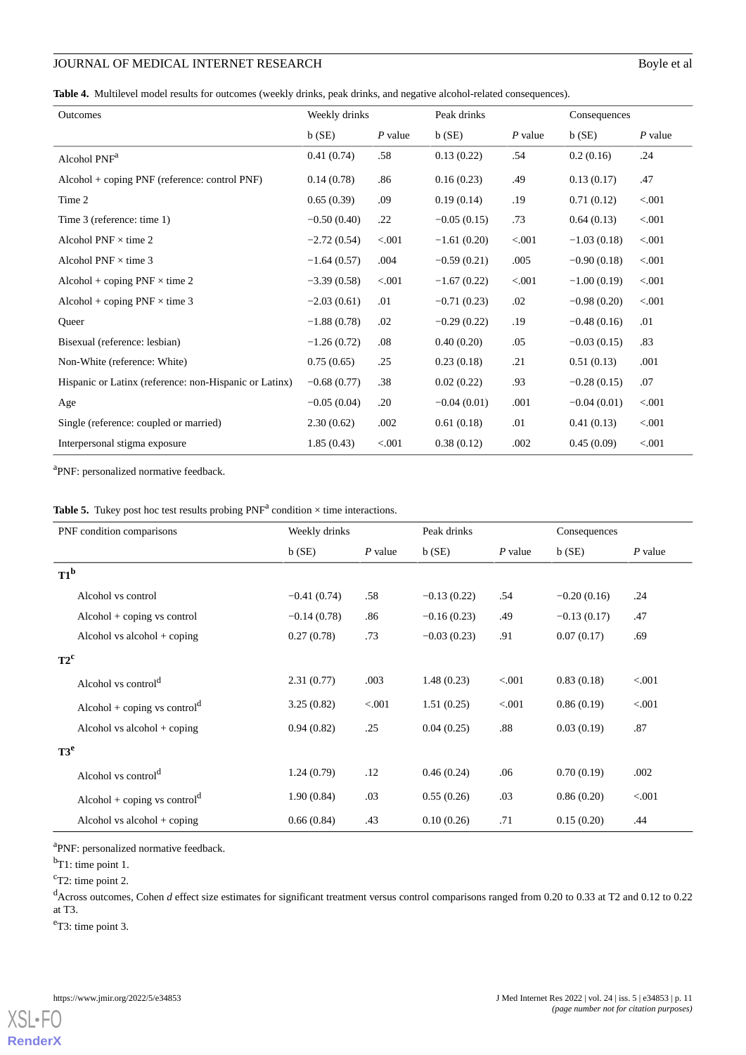**Table 4.** Multilevel model results for outcomes (weekly drinks, peak drinks, and negative alcohol-related consequences).

| Outcomes | Weekly drinks | | Peak drinks | | Consequences | |
|---|---|---|---|---|---|---|
| | b (SE) | *P* value | b (SE) | *P* value | b (SE) | *P* value |
| Alcohol PNF[a] | 0.41 (0.74) | .58 | 0.13 (0.22) | .54 | 0.2 (0.16) | .24 |
| Alcohol + coping PNF (reference: control PNF) | 0.14 (0.78) | .86 | 0.16 (0.23) | .49 | 0.13 (0.17) | .47 |
| Time 2 | 0.65 (0.39) | .09 | 0.19 (0.14) | .19 | 0.71 (0.12) | <.001 |
| Time 3 (reference: time 1) | −0.50 (0.40) | .22 | −0.05 (0.15) | .73 | 0.64 (0.13) | <.001 |
| Alcohol PNF × time 2 | −2.72 (0.54) | <.001 | −1.61 (0.20) | <.001 | −1.03 (0.18) | <.001 |
| Alcohol PNF × time 3 | −1.64 (0.57) | .004 | −0.59 (0.21) | .005 | −0.90 (0.18) | <.001 |
| Alcohol + coping PNF × time 2 | −3.39 (0.58) | <.001 | −1.67 (0.22) | <.001 | −1.00 (0.19) | <.001 |
| Alcohol + coping PNF × time 3 | −2.03 (0.61) | .01 | −0.71 (0.23) | .02 | −0.98 (0.20) | <.001 |
| Queer | −1.88 (0.78) | .02 | −0.29 (0.22) | .19 | −0.48 (0.16) | .01 |
| Bisexual (reference: lesbian) | −1.26 (0.72) | .08 | 0.40 (0.20) | .05 | −0.03 (0.15) | .83 |
| Non-White (reference: White) | 0.75 (0.65) | .25 | 0.23 (0.18) | .21 | 0.51 (0.13) | .001 |
| Hispanic or Latinx (reference: non-Hispanic or Latinx) | −0.68 (0.77) | .38 | 0.02 (0.22) | .93 | −0.28 (0.15) | .07 |
| Age | −0.05 (0.04) | .20 | −0.04 (0.01) | .001 | −0.04 (0.01) | <.001 |
| Single (reference: coupled or married) | 2.30 (0.62) | .002 | 0.61 (0.18) | .01 | 0.41 (0.13) | <.001 |
| Interpersonal stigma exposure | 1.85 (0.43) | <.001 | 0.38 (0.12) | .002 | 0.45 (0.09) | <.001 |

[a]PNF: personalized normative feedback.

**Table 5.** Tukey post hoc test results probing PNF[a] condition × time interactions.

| PNF condition comparisons | Weekly drinks | | Peak drinks | | Consequences | |
|---|---|---|---|---|---|---|
| | b (SE) | *P* value | b (SE) | *P* value | b (SE) | *P* value |
| **T1[b]** | | | | | | |
| Alcohol vs control | −0.41 (0.74) | .58 | −0.13 (0.22) | .54 | −0.20 (0.16) | .24 |
| Alcohol + coping vs control | −0.14 (0.78) | .86 | −0.16 (0.23) | .49 | −0.13 (0.17) | .47 |
| Alcohol vs alcohol + coping | 0.27 (0.78) | .73 | −0.03 (0.23) | .91 | 0.07 (0.17) | .69 |
| **T2[c]** | | | | | | |
| Alcohol vs control[d] | 2.31 (0.77) | .003 | 1.48 (0.23) | <.001 | 0.83 (0.18) | <.001 |
| Alcohol + coping vs control[d] | 3.25 (0.82) | <.001 | 1.51 (0.25) | <.001 | 0.86 (0.19) | <.001 |
| Alcohol vs alcohol + coping | 0.94 (0.82) | .25 | 0.04 (0.25) | .88 | 0.03 (0.19) | .87 |
| **T3[e]** | | | | | | |
| Alcohol vs control[d] | 1.24 (0.79) | .12 | 0.46 (0.24) | .06 | 0.70 (0.19) | .002 |
| Alcohol + coping vs control[d] | 1.90 (0.84) | .03 | 0.55 (0.26) | .03 | 0.86 (0.20) | <.001 |
| Alcohol vs alcohol + coping | 0.66 (0.84) | .43 | 0.10 (0.26) | .71 | 0.15 (0.20) | .44 |

[a]PNF: personalized normative feedback.

[b]T1: time point 1.

[c]T2: time point 2.

[d]Across outcomes, Cohen *d* effect size estimates for significant treatment versus control comparisons ranged from 0.20 to 0.33 at T2 and 0.12 to 0.22 at T3.

[e]T3: time point 3.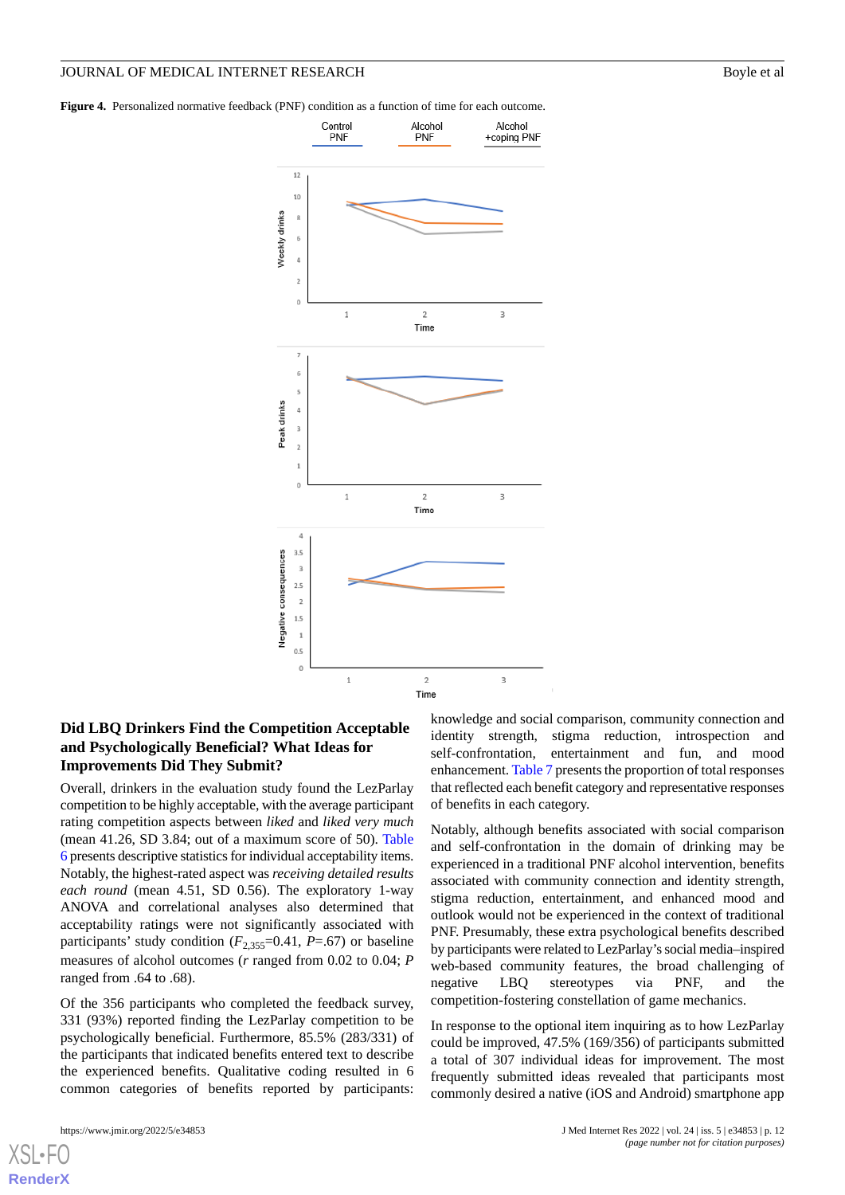**Figure 4.** Personalized normative feedback (PNF) condition as a function of time for each outcome.

### Did LBQ Drinkers Find the Competition Acceptable and Psychologically Beneficial? What Ideas for Improvements Did They Submit?

Overall, drinkers in the evaluation study found the LezParlay competition to be highly acceptable, with the average participant rating competition aspects between *liked* and *liked very much* (mean 41.26, SD 3.84; out of a maximum score of 50). Table 6 presents descriptive statistics for individual acceptability items. Notably, the highest-rated aspect was *receiving detailed results each round* (mean 4.51, SD 0.56). The exploratory 1-way ANOVA and correlational analyses also determined that acceptability ratings were not significantly associated with participants' study condition ($F_{2,355}$=0.41, $P$=.67) or baseline measures of alcohol outcomes ($r$ ranged from 0.02 to 0.04; $P$ ranged from .64 to .68).

Of the 356 participants who completed the feedback survey, 331 (93%) reported finding the LezParlay competition to be psychologically beneficial. Furthermore, 85.5% (283/331) of the participants that indicated benefits entered text to describe the experienced benefits. Qualitative coding resulted in 6 common categories of benefits reported by participants: knowledge and social comparison, community connection and identity strength, stigma reduction, introspection and self-confrontation, entertainment and fun, and mood enhancement. Table 7 presents the proportion of total responses that reflected each benefit category and representative responses of benefits in each category.

Notably, although benefits associated with social comparison and self-confrontation in the domain of drinking may be experienced in a traditional PNF alcohol intervention, benefits associated with community connection and identity strength, stigma reduction, entertainment, and enhanced mood and outlook would not be experienced in the context of traditional PNF. Presumably, these extra psychological benefits described by participants were related to LezParlay's social media–inspired web-based community features, the broad challenging of negative LBQ stereotypes via PNF, and the competition-fostering constellation of game mechanics.

In response to the optional item inquiring as to how LezParlay could be improved, 47.5% (169/356) of participants submitted a total of 307 individual ideas for improvement. The most frequently submitted ideas revealed that participants most commonly desired a native (iOS and Android) smartphone app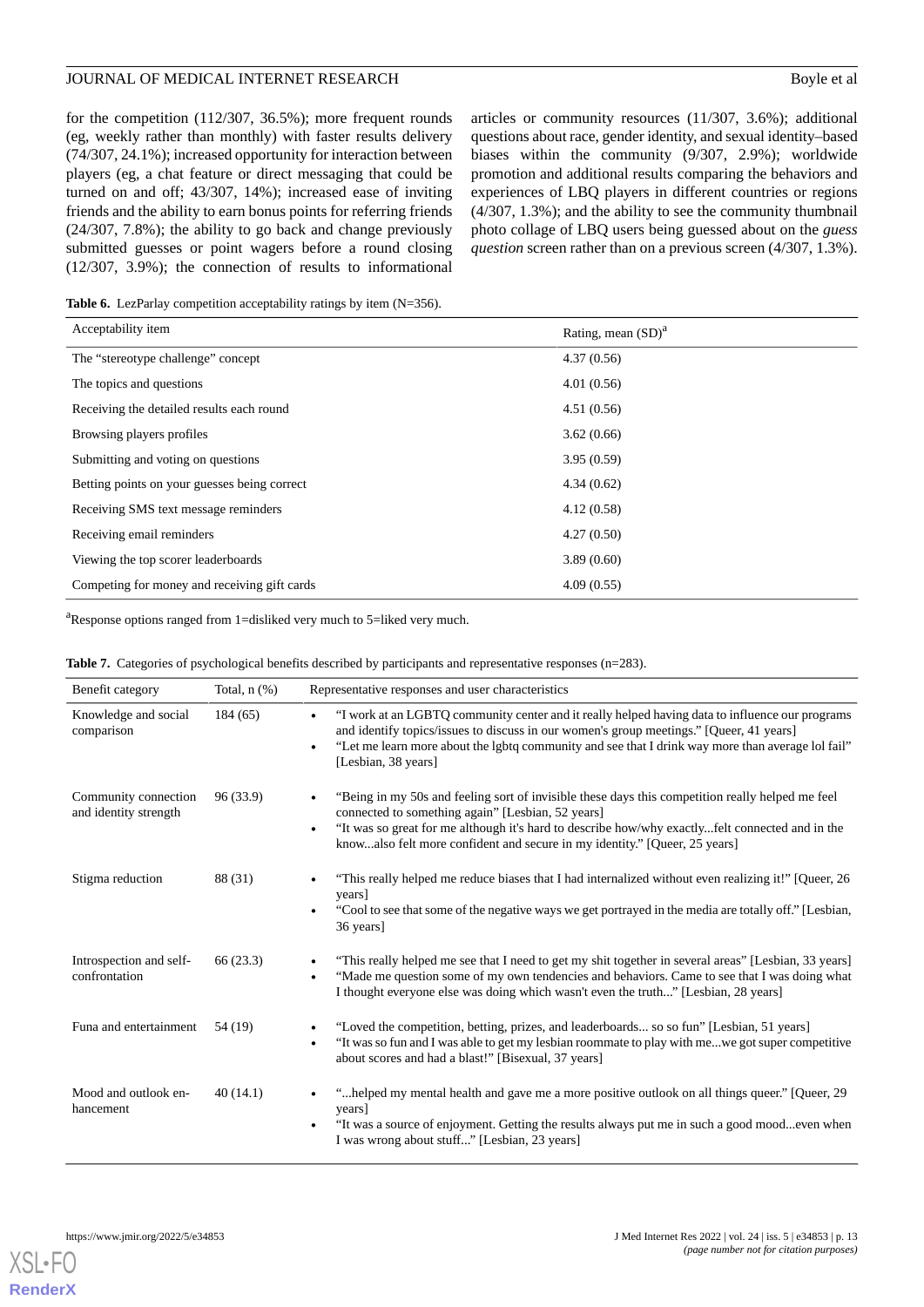for the competition (112/307, 36.5%); more frequent rounds (eg, weekly rather than monthly) with faster results delivery (74/307, 24.1%); increased opportunity for interaction between players (eg, a chat feature or direct messaging that could be turned on and off; 43/307, 14%); increased ease of inviting friends and the ability to earn bonus points for referring friends (24/307, 7.8%); the ability to go back and change previously submitted guesses or point wagers before a round closing (12/307, 3.9%); the connection of results to informational articles or community resources (11/307, 3.6%); additional questions about race, gender identity, and sexual identity–based biases within the community (9/307, 2.9%); worldwide promotion and additional results comparing the behaviors and experiences of LBQ players in different countries or regions (4/307, 1.3%); and the ability to see the community thumbnail photo collage of LBQ users being guessed about on the *guess question* screen rather than on a previous screen (4/307, 1.3%).

**Table 6.** LezParlay competition acceptability ratings by item (N=356).

| Acceptability item | Rating, mean (SD)[a] |
|---|---|
| The "stereotype challenge" concept | 4.37 (0.56) |
| The topics and questions | 4.01 (0.56) |
| Receiving the detailed results each round | 4.51 (0.56) |
| Browsing players profiles | 3.62 (0.66) |
| Submitting and voting on questions | 3.95 (0.59) |
| Betting points on your guesses being correct | 4.34 (0.62) |
| Receiving SMS text message reminders | 4.12 (0.58) |
| Receiving email reminders | 4.27 (0.50) |
| Viewing the top scorer leaderboards | 3.89 (0.60) |
| Competing for money and receiving gift cards | 4.09 (0.55) |

[a]Response options ranged from 1=disliked very much to 5=liked very much.

**Table 7.** Categories of psychological benefits described by participants and representative responses (n=283).

| Benefit category | Total, n (%) | Representative responses and user characteristics |
|---|---|---|
| Knowledge and social comparison | 184 (65) | • "I work at an LGBTQ community center and it really helped having data to influence our programs and identify topics/issues to discuss in our women's group meetings." [Queer, 41 years] • "Let me learn more about the lgbtq community and see that I drink way more than average lol fail" [Lesbian, 38 years] |
| Community connection and identity strength | 96 (33.9) | • "Being in my 50s and feeling sort of invisible these days this competition really helped me feel connected to something again" [Lesbian, 52 years] • "It was so great for me although it's hard to describe how/why exactly...felt connected and in the know...also felt more confident and secure in my identity." [Queer, 25 years] |
| Stigma reduction | 88 (31) | • "This really helped me reduce biases that I had internalized without even realizing it!" [Queer, 26 years] • "Cool to see that some of the negative ways we get portrayed in the media are totally off." [Lesbian, 36 years] |
| Introspection and self-confrontation | 66 (23.3) | • "This really helped me see that I need to get my shit together in several areas" [Lesbian, 33 years] • "Made me question some of my own tendencies and behaviors. Came to see that I was doing what I thought everyone else was doing which wasn't even the truth..." [Lesbian, 28 years] |
| Funa and entertainment | 54 (19) | • "Loved the competition, betting, prizes, and leaderboards... so so fun" [Lesbian, 51 years] • "It was so fun and I was able to get my lesbian roommate to play with me...we got super competitive about scores and had a blast!" [Bisexual, 37 years] |
| Mood and outlook enhancement | 40 (14.1) | • "...helped my mental health and gave me a more positive outlook on all things queer." [Queer, 29 years] • "It was a source of enjoyment. Getting the results always put me in such a good mood...even when I was wrong about stuff..." [Lesbian, 23 years] |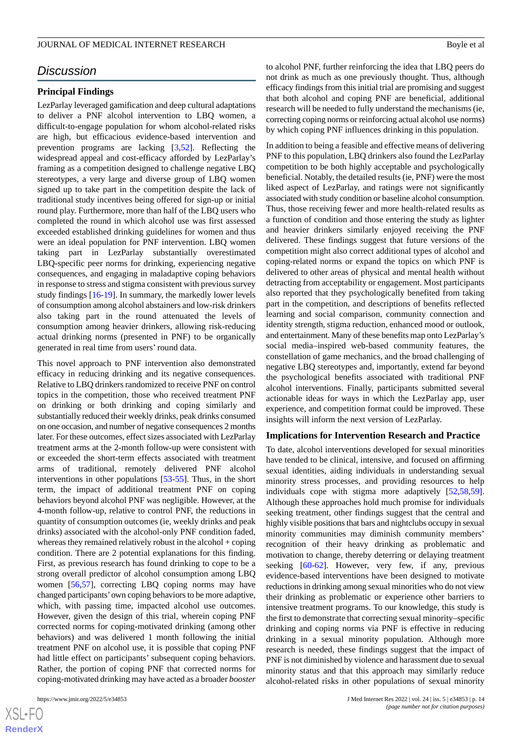## Discussion

### Principal Findings

LezParlay leveraged gamification and deep cultural adaptations to deliver a PNF alcohol intervention to LBQ women, a difficult-to-engage population for whom alcohol-related risks are high, but efficacious evidence-based intervention and prevention programs are lacking [3,52]. Reflecting the widespread appeal and cost-efficacy afforded by LezParlay's framing as a competition designed to challenge negative LBQ stereotypes, a very large and diverse group of LBQ women signed up to take part in the competition despite the lack of traditional study incentives being offered for sign-up or initial round play. Furthermore, more than half of the LBQ users who completed the round in which alcohol use was first assessed exceeded established drinking guidelines for women and thus were an ideal population for PNF intervention. LBQ women taking part in LezParlay substantially overestimated LBQ-specific peer norms for drinking, experiencing negative consequences, and engaging in maladaptive coping behaviors in response to stress and stigma consistent with previous survey study findings [16-19]. In summary, the markedly lower levels of consumption among alcohol abstainers and low-risk drinkers also taking part in the round attenuated the levels of consumption among heavier drinkers, allowing risk-reducing actual drinking norms (presented in PNF) to be organically generated in real time from users' round data.

This novel approach to PNF intervention also demonstrated efficacy in reducing drinking and its negative consequences. Relative to LBQ drinkers randomized to receive PNF on control topics in the competition, those who received treatment PNF on drinking or both drinking and coping similarly and substantially reduced their weekly drinks, peak drinks consumed on one occasion, and number of negative consequences 2 months later. For these outcomes, effect sizes associated with LezParlay treatment arms at the 2-month follow-up were consistent with or exceeded the short-term effects associated with treatment arms of traditional, remotely delivered PNF alcohol interventions in other populations [53-55]. Thus, in the short term, the impact of additional treatment PNF on coping behaviors beyond alcohol PNF was negligible. However, at the 4-month follow-up, relative to control PNF, the reductions in quantity of consumption outcomes (ie, weekly drinks and peak drinks) associated with the alcohol-only PNF condition faded, whereas they remained relatively robust in the alcohol + coping condition. There are 2 potential explanations for this finding. First, as previous research has found drinking to cope to be a strong overall predictor of alcohol consumption among LBQ women [56,57], correcting LBQ coping norms may have changed participants' own coping behaviors to be more adaptive, which, with passing time, impacted alcohol use outcomes. However, given the design of this trial, wherein coping PNF corrected norms for coping-motivated drinking (among other behaviors) and was delivered 1 month following the initial treatment PNF on alcohol use, it is possible that coping PNF had little effect on participants' subsequent coping behaviors. Rather, the portion of coping PNF that corrected norms for coping-motivated drinking may have acted as a broader *booster* to alcohol PNF, further reinforcing the idea that LBQ peers do not drink as much as one previously thought. Thus, although efficacy findings from this initial trial are promising and suggest that both alcohol and coping PNF are beneficial, additional research will be needed to fully understand the mechanisms (ie, correcting coping norms or reinforcing actual alcohol use norms) by which coping PNF influences drinking in this population.

In addition to being a feasible and effective means of delivering PNF to this population, LBQ drinkers also found the LezParlay competition to be both highly acceptable and psychologically beneficial. Notably, the detailed results (ie, PNF) were the most liked aspect of LezParlay, and ratings were not significantly associated with study condition or baseline alcohol consumption. Thus, those receiving fewer and more health-related results as a function of condition and those entering the study as lighter and heavier drinkers similarly enjoyed receiving the PNF delivered. These findings suggest that future versions of the competition might also correct additional types of alcohol and coping-related norms or expand the topics on which PNF is delivered to other areas of physical and mental health without detracting from acceptability or engagement. Most participants also reported that they psychologically benefited from taking part in the competition, and descriptions of benefits reflected learning and social comparison, community connection and identity strength, stigma reduction, enhanced mood or outlook, and entertainment. Many of these benefits map onto LezParlay's social media–inspired web-based community features, the constellation of game mechanics, and the broad challenging of negative LBQ stereotypes and, importantly, extend far beyond the psychological benefits associated with traditional PNF alcohol interventions. Finally, participants submitted several actionable ideas for ways in which the LezParlay app, user experience, and competition format could be improved. These insights will inform the next version of LezParlay.

### Implications for Intervention Research and Practice

To date, alcohol interventions developed for sexual minorities have tended to be clinical, intensive, and focused on affirming sexual identities, aiding individuals in understanding sexual minority stress processes, and providing resources to help individuals cope with stigma more adaptively [52,58,59]. Although these approaches hold much promise for individuals seeking treatment, other findings suggest that the central and highly visible positions that bars and nightclubs occupy in sexual minority communities may diminish community members' recognition of their heavy drinking as problematic and motivation to change, thereby deterring or delaying treatment seeking [60-62]. However, very few, if any, previous evidence-based interventions have been designed to motivate reductions in drinking among sexual minorities who do not view their drinking as problematic or experience other barriers to intensive treatment programs. To our knowledge, this study is the first to demonstrate that correcting sexual minority–specific drinking and coping norms via PNF is effective in reducing drinking in a sexual minority population. Although more research is needed, these findings suggest that the impact of PNF is not diminished by violence and harassment due to sexual minority status and that this approach may similarly reduce alcohol-related risks in other populations of sexual minority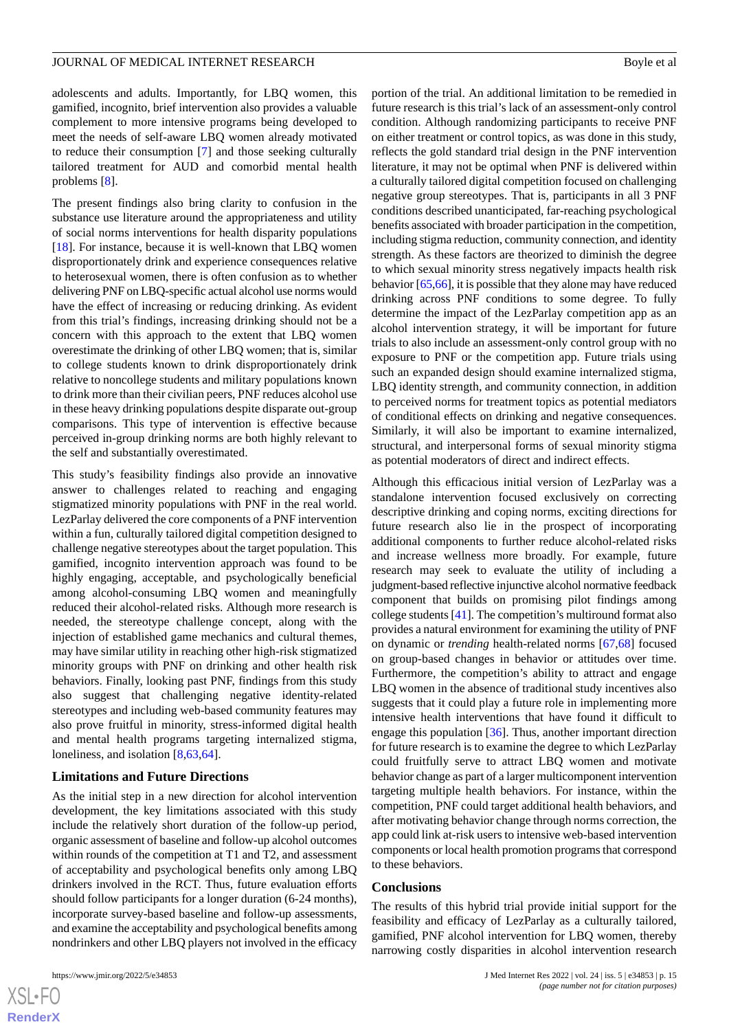adolescents and adults. Importantly, for LBQ women, this gamified, incognito, brief intervention also provides a valuable complement to more intensive programs being developed to meet the needs of self-aware LBQ women already motivated to reduce their consumption [7] and those seeking culturally tailored treatment for AUD and comorbid mental health problems [8].

The present findings also bring clarity to confusion in the substance use literature around the appropriateness and utility of social norms interventions for health disparity populations [18]. For instance, because it is well-known that LBQ women disproportionately drink and experience consequences relative to heterosexual women, there is often confusion as to whether delivering PNF on LBQ-specific actual alcohol use norms would have the effect of increasing or reducing drinking. As evident from this trial's findings, increasing drinking should not be a concern with this approach to the extent that LBQ women overestimate the drinking of other LBQ women; that is, similar to college students known to drink disproportionately drink relative to noncollege students and military populations known to drink more than their civilian peers, PNF reduces alcohol use in these heavy drinking populations despite disparate out-group comparisons. This type of intervention is effective because perceived in-group drinking norms are both highly relevant to the self and substantially overestimated.

This study's feasibility findings also provide an innovative answer to challenges related to reaching and engaging stigmatized minority populations with PNF in the real world. LezParlay delivered the core components of a PNF intervention within a fun, culturally tailored digital competition designed to challenge negative stereotypes about the target population. This gamified, incognito intervention approach was found to be highly engaging, acceptable, and psychologically beneficial among alcohol-consuming LBQ women and meaningfully reduced their alcohol-related risks. Although more research is needed, the stereotype challenge concept, along with the injection of established game mechanics and cultural themes, may have similar utility in reaching other high-risk stigmatized minority groups with PNF on drinking and other health risk behaviors. Finally, looking past PNF, findings from this study also suggest that challenging negative identity-related stereotypes and including web-based community features may also prove fruitful in minority, stress-informed digital health and mental health programs targeting internalized stigma, loneliness, and isolation [8,63,64].

### Limitations and Future Directions

As the initial step in a new direction for alcohol intervention development, the key limitations associated with this study include the relatively short duration of the follow-up period, organic assessment of baseline and follow-up alcohol outcomes within rounds of the competition at T1 and T2, and assessment of acceptability and psychological benefits only among LBQ drinkers involved in the RCT. Thus, future evaluation efforts should follow participants for a longer duration (6-24 months), incorporate survey-based baseline and follow-up assessments, and examine the acceptability and psychological benefits among nondrinkers and other LBQ players not involved in the efficacy portion of the trial. An additional limitation to be remedied in future research is this trial's lack of an assessment-only control condition. Although randomizing participants to receive PNF on either treatment or control topics, as was done in this study, reflects the gold standard trial design in the PNF intervention literature, it may not be optimal when PNF is delivered within a culturally tailored digital competition focused on challenging negative group stereotypes. That is, participants in all 3 PNF conditions described unanticipated, far-reaching psychological benefits associated with broader participation in the competition, including stigma reduction, community connection, and identity strength. As these factors are theorized to diminish the degree to which sexual minority stress negatively impacts health risk behavior [65,66], it is possible that they alone may have reduced drinking across PNF conditions to some degree. To fully determine the impact of the LezParlay competition app as an alcohol intervention strategy, it will be important for future trials to also include an assessment-only control group with no exposure to PNF or the competition app. Future trials using such an expanded design should examine internalized stigma, LBQ identity strength, and community connection, in addition to perceived norms for treatment topics as potential mediators of conditional effects on drinking and negative consequences. Similarly, it will also be important to examine internalized, structural, and interpersonal forms of sexual minority stigma as potential moderators of direct and indirect effects.

Although this efficacious initial version of LezParlay was a standalone intervention focused exclusively on correcting descriptive drinking and coping norms, exciting directions for future research also lie in the prospect of incorporating additional components to further reduce alcohol-related risks and increase wellness more broadly. For example, future research may seek to evaluate the utility of including a judgment-based reflective injunctive alcohol normative feedback component that builds on promising pilot findings among college students [41]. The competition's multiround format also provides a natural environment for examining the utility of PNF on dynamic or *trending* health-related norms [67,68] focused on group-based changes in behavior or attitudes over time. Furthermore, the competition's ability to attract and engage LBQ women in the absence of traditional study incentives also suggests that it could play a future role in implementing more intensive health interventions that have found it difficult to engage this population [36]. Thus, another important direction for future research is to examine the degree to which LezParlay could fruitfully serve to attract LBQ women and motivate behavior change as part of a larger multicomponent intervention targeting multiple health behaviors. For instance, within the competition, PNF could target additional health behaviors, and after motivating behavior change through norms correction, the app could link at-risk users to intensive web-based intervention components or local health promotion programs that correspond to these behaviors.

### Conclusions

The results of this hybrid trial provide initial support for the feasibility and efficacy of LezParlay as a culturally tailored, gamified, PNF alcohol intervention for LBQ women, thereby narrowing costly disparities in alcohol intervention research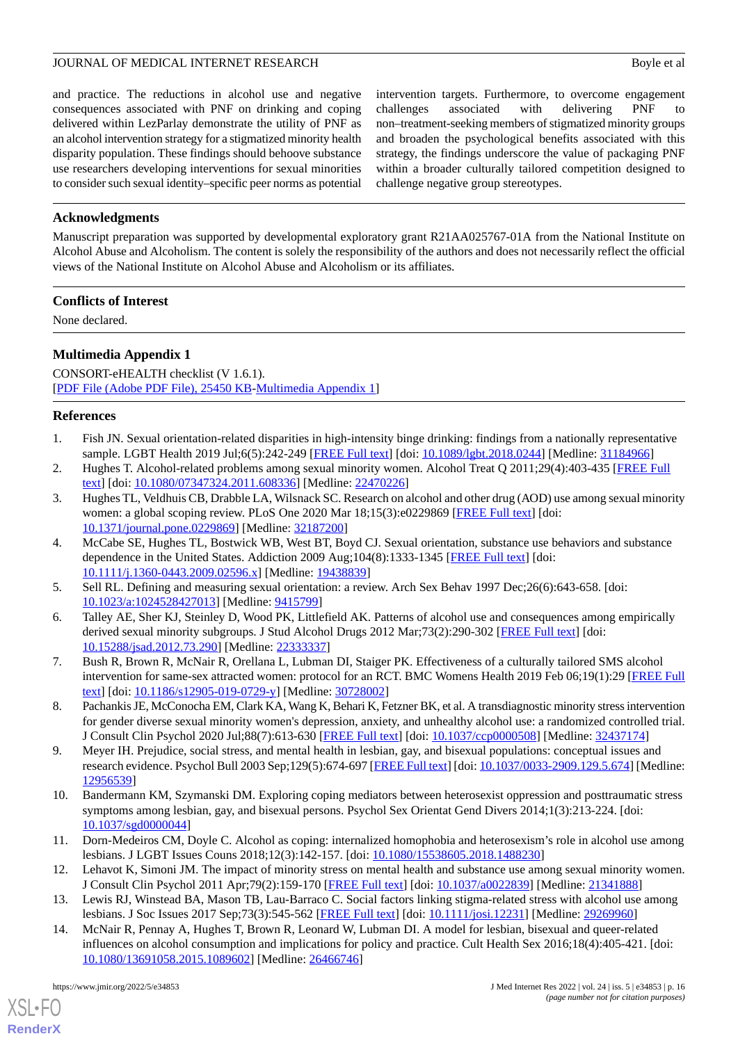and practice. The reductions in alcohol use and negative consequences associated with PNF on drinking and coping delivered within LezParlay demonstrate the utility of PNF as an alcohol intervention strategy for a stigmatized minority health disparity population. These findings should behoove substance use researchers developing interventions for sexual minorities to consider such sexual identity–specific peer norms as potential intervention targets. Furthermore, to overcome engagement challenges associated with delivering PNF to non–treatment-seeking members of stigmatized minority groups and broaden the psychological benefits associated with this strategy, the findings underscore the value of packaging PNF within a broader culturally tailored competition designed to challenge negative group stereotypes.

## Acknowledgments

Manuscript preparation was supported by developmental exploratory grant R21AA025767-01A from the National Institute on Alcohol Abuse and Alcoholism. The content is solely the responsibility of the authors and does not necessarily reflect the official views of the National Institute on Alcohol Abuse and Alcoholism or its affiliates.

## Conflicts of Interest

None declared.

## Multimedia Appendix 1

CONSORT-eHEALTH checklist (V 1.6.1).
[PDF File (Adobe PDF File), 25450 KB-Multimedia Appendix 1]

## References

1. Fish JN. Sexual orientation-related disparities in high-intensity binge drinking: findings from a nationally representative sample. LGBT Health 2019 Jul;6(5):242-249 [FREE Full text] [doi: 10.1089/lgbt.2018.0244] [Medline: 31184966]
2. Hughes T. Alcohol-related problems among sexual minority women. Alcohol Treat Q 2011;29(4):403-435 [FREE Full text] [doi: 10.1080/07347324.2011.608336] [Medline: 22470226]
3. Hughes TL, Veldhuis CB, Drabble LA, Wilsnack SC. Research on alcohol and other drug (AOD) use among sexual minority women: a global scoping review. PLoS One 2020 Mar 18;15(3):e0229869 [FREE Full text] [doi: 10.1371/journal.pone.0229869] [Medline: 32187200]
4. McCabe SE, Hughes TL, Bostwick WB, West BT, Boyd CJ. Sexual orientation, substance use behaviors and substance dependence in the United States. Addiction 2009 Aug;104(8):1333-1345 [FREE Full text] [doi: 10.1111/j.1360-0443.2009.02596.x] [Medline: 19438839]
5. Sell RL. Defining and measuring sexual orientation: a review. Arch Sex Behav 1997 Dec;26(6):643-658. [doi: 10.1023/a:1024528427013] [Medline: 9415799]
6. Talley AE, Sher KJ, Steinley D, Wood PK, Littlefield AK. Patterns of alcohol use and consequences among empirically derived sexual minority subgroups. J Stud Alcohol Drugs 2012 Mar;73(2):290-302 [FREE Full text] [doi: 10.15288/jsad.2012.73.290] [Medline: 22333337]
7. Bush R, Brown R, McNair R, Orellana L, Lubman DI, Staiger PK. Effectiveness of a culturally tailored SMS alcohol intervention for same-sex attracted women: protocol for an RCT. BMC Womens Health 2019 Feb 06;19(1):29 [FREE Full text] [doi: 10.1186/s12905-019-0729-y] [Medline: 30728002]
8. Pachankis JE, McConocha EM, Clark KA, Wang K, Behari K, Fetzner BK, et al. A transdiagnostic minority stress intervention for gender diverse sexual minority women's depression, anxiety, and unhealthy alcohol use: a randomized controlled trial. J Consult Clin Psychol 2020 Jul;88(7):613-630 [FREE Full text] [doi: 10.1037/ccp0000508] [Medline: 32437174]
9. Meyer IH. Prejudice, social stress, and mental health in lesbian, gay, and bisexual populations: conceptual issues and research evidence. Psychol Bull 2003 Sep;129(5):674-697 [FREE Full text] [doi: 10.1037/0033-2909.129.5.674] [Medline: 12956539]
10. Bandermann KM, Szymanski DM. Exploring coping mediators between heterosexist oppression and posttraumatic stress symptoms among lesbian, gay, and bisexual persons. Psychol Sex Orientat Gend Divers 2014;1(3):213-224. [doi: 10.1037/sgd0000044]
11. Dorn-Medeiros CM, Doyle C. Alcohol as coping: internalized homophobia and heterosexism's role in alcohol use among lesbians. J LGBT Issues Couns 2018;12(3):142-157. [doi: 10.1080/15538605.2018.1488230]
12. Lehavot K, Simoni JM. The impact of minority stress on mental health and substance use among sexual minority women. J Consult Clin Psychol 2011 Apr;79(2):159-170 [FREE Full text] [doi: 10.1037/a0022839] [Medline: 21341888]
13. Lewis RJ, Winstead BA, Mason TB, Lau-Barraco C. Social factors linking stigma-related stress with alcohol use among lesbians. J Soc Issues 2017 Sep;73(3):545-562 [FREE Full text] [doi: 10.1111/josi.12231] [Medline: 29269960]
14. McNair R, Pennay A, Hughes T, Brown R, Leonard W, Lubman DI. A model for lesbian, bisexual and queer-related influences on alcohol consumption and implications for policy and practice. Cult Health Sex 2016;18(4):405-421. [doi: 10.1080/13691058.2015.1089602] [Medline: 26466746]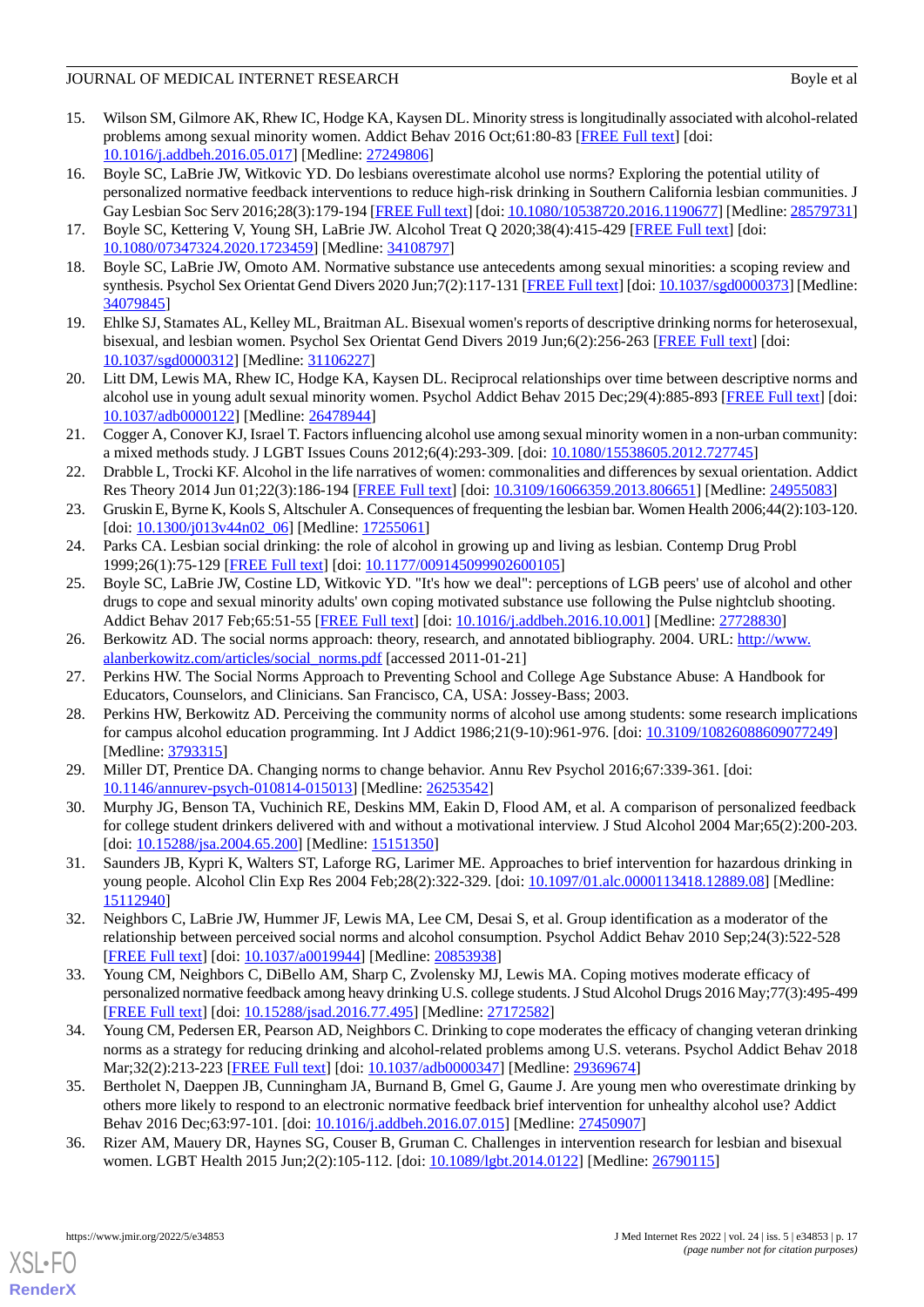15. Wilson SM, Gilmore AK, Rhew IC, Hodge KA, Kaysen DL. Minority stress is longitudinally associated with alcohol-related problems among sexual minority women. Addict Behav 2016 Oct;61:80-83 [FREE Full text] [doi: 10.1016/j.addbeh.2016.05.017] [Medline: 27249806]
16. Boyle SC, LaBrie JW, Witkovic YD. Do lesbians overestimate alcohol use norms? Exploring the potential utility of personalized normative feedback interventions to reduce high-risk drinking in Southern California lesbian communities. J Gay Lesbian Soc Serv 2016;28(3):179-194 [FREE Full text] [doi: 10.1080/10538720.2016.1190677] [Medline: 28579731]
17. Boyle SC, Kettering V, Young SH, LaBrie JW. Alcohol Treat Q 2020;38(4):415-429 [FREE Full text] [doi: 10.1080/07347324.2020.1723459] [Medline: 34108797]
18. Boyle SC, LaBrie JW, Omoto AM. Normative substance use antecedents among sexual minorities: a scoping review and synthesis. Psychol Sex Orientat Gend Divers 2020 Jun;7(2):117-131 [FREE Full text] [doi: 10.1037/sgd0000373] [Medline: 34079845]
19. Ehlke SJ, Stamates AL, Kelley ML, Braitman AL. Bisexual women's reports of descriptive drinking norms for heterosexual, bisexual, and lesbian women. Psychol Sex Orientat Gend Divers 2019 Jun;6(2):256-263 [FREE Full text] [doi: 10.1037/sgd0000312] [Medline: 31106227]
20. Litt DM, Lewis MA, Rhew IC, Hodge KA, Kaysen DL. Reciprocal relationships over time between descriptive norms and alcohol use in young adult sexual minority women. Psychol Addict Behav 2015 Dec;29(4):885-893 [FREE Full text] [doi: 10.1037/adb0000122] [Medline: 26478944]
21. Cogger A, Conover KJ, Israel T. Factors influencing alcohol use among sexual minority women in a non-urban community: a mixed methods study. J LGBT Issues Couns 2012;6(4):293-309. [doi: 10.1080/15538605.2012.727745]
22. Drabble L, Trocki KF. Alcohol in the life narratives of women: commonalities and differences by sexual orientation. Addict Res Theory 2014 Jun 01;22(3):186-194 [FREE Full text] [doi: 10.3109/16066359.2013.806651] [Medline: 24955083]
23. Gruskin E, Byrne K, Kools S, Altschuler A. Consequences of frequenting the lesbian bar. Women Health 2006;44(2):103-120. [doi: 10.1300/j013v44n02_06] [Medline: 17255061]
24. Parks CA. Lesbian social drinking: the role of alcohol in growing up and living as lesbian. Contemp Drug Probl 1999;26(1):75-129 [FREE Full text] [doi: 10.1177/009145099902600105]
25. Boyle SC, LaBrie JW, Costine LD, Witkovic YD. "It's how we deal": perceptions of LGB peers' use of alcohol and other drugs to cope and sexual minority adults' own coping motivated substance use following the Pulse nightclub shooting. Addict Behav 2017 Feb;65:51-55 [FREE Full text] [doi: 10.1016/j.addbeh.2016.10.001] [Medline: 27728830]
26. Berkowitz AD. The social norms approach: theory, research, and annotated bibliography. 2004. URL: http://www.alanberkowitz.com/articles/social_norms.pdf [accessed 2011-01-21]
27. Perkins HW. The Social Norms Approach to Preventing School and College Age Substance Abuse: A Handbook for Educators, Counselors, and Clinicians. San Francisco, CA, USA: Jossey-Bass; 2003.
28. Perkins HW, Berkowitz AD. Perceiving the community norms of alcohol use among students: some research implications for campus alcohol education programming. Int J Addict 1986;21(9-10):961-976. [doi: 10.3109/10826088609077249] [Medline: 3793315]
29. Miller DT, Prentice DA. Changing norms to change behavior. Annu Rev Psychol 2016;67:339-361. [doi: 10.1146/annurev-psych-010814-015013] [Medline: 26253542]
30. Murphy JG, Benson TA, Vuchinich RE, Deskins MM, Eakin D, Flood AM, et al. A comparison of personalized feedback for college student drinkers delivered with and without a motivational interview. J Stud Alcohol 2004 Mar;65(2):200-203. [doi: 10.15288/jsa.2004.65.200] [Medline: 15151350]
31. Saunders JB, Kypri K, Walters ST, Laforge RG, Larimer ME. Approaches to brief intervention for hazardous drinking in young people. Alcohol Clin Exp Res 2004 Feb;28(2):322-329. [doi: 10.1097/01.alc.0000113418.12889.08] [Medline: 15112940]
32. Neighbors C, LaBrie JW, Hummer JF, Lewis MA, Lee CM, Desai S, et al. Group identification as a moderator of the relationship between perceived social norms and alcohol consumption. Psychol Addict Behav 2010 Sep;24(3):522-528 [FREE Full text] [doi: 10.1037/a0019944] [Medline: 20853938]
33. Young CM, Neighbors C, DiBello AM, Sharp C, Zvolensky MJ, Lewis MA. Coping motives moderate efficacy of personalized normative feedback among heavy drinking U.S. college students. J Stud Alcohol Drugs 2016 May;77(3):495-499 [FREE Full text] [doi: 10.15288/jsad.2016.77.495] [Medline: 27172582]
34. Young CM, Pedersen ER, Pearson AD, Neighbors C. Drinking to cope moderates the efficacy of changing veteran drinking norms as a strategy for reducing drinking and alcohol-related problems among U.S. veterans. Psychol Addict Behav 2018 Mar;32(2):213-223 [FREE Full text] [doi: 10.1037/adb0000347] [Medline: 29369674]
35. Bertholet N, Daeppen JB, Cunningham JA, Burnand B, Gmel G, Gaume J. Are young men who overestimate drinking by others more likely to respond to an electronic normative feedback brief intervention for unhealthy alcohol use? Addict Behav 2016 Dec;63:97-101. [doi: 10.1016/j.addbeh.2016.07.015] [Medline: 27450907]
36. Rizer AM, Mauery DR, Haynes SG, Couser B, Gruman C. Challenges in intervention research for lesbian and bisexual women. LGBT Health 2015 Jun;2(2):105-112. [doi: 10.1089/lgbt.2014.0122] [Medline: 26790115]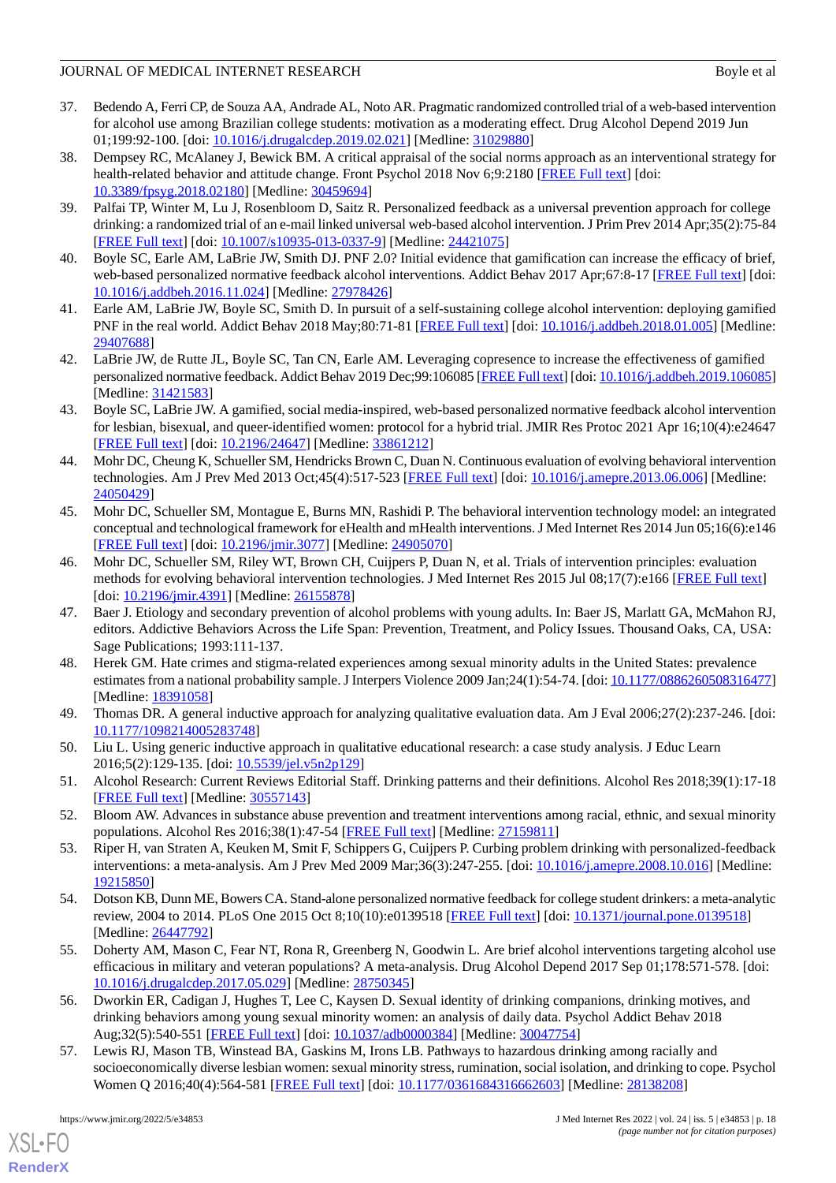37. Bedendo A, Ferri CP, de Souza AA, Andrade AL, Noto AR. Pragmatic randomized controlled trial of a web-based intervention for alcohol use among Brazilian college students: motivation as a moderating effect. Drug Alcohol Depend 2019 Jun 01;199:92-100. [doi: 10.1016/j.drugalcdep.2019.02.021] [Medline: 31029880]
38. Dempsey RC, McAlaney J, Bewick BM. A critical appraisal of the social norms approach as an interventional strategy for health-related behavior and attitude change. Front Psychol 2018 Nov 6;9:2180 [FREE Full text] [doi: 10.3389/fpsyg.2018.02180] [Medline: 30459694]
39. Palfai TP, Winter M, Lu J, Rosenbloom D, Saitz R. Personalized feedback as a universal prevention approach for college drinking: a randomized trial of an e-mail linked universal web-based alcohol intervention. J Prim Prev 2014 Apr;35(2):75-84 [FREE Full text] [doi: 10.1007/s10935-013-0337-9] [Medline: 24421075]
40. Boyle SC, Earle AM, LaBrie JW, Smith DJ. PNF 2.0? Initial evidence that gamification can increase the efficacy of brief, web-based personalized normative feedback alcohol interventions. Addict Behav 2017 Apr;67:8-17 [FREE Full text] [doi: 10.1016/j.addbeh.2016.11.024] [Medline: 27978426]
41. Earle AM, LaBrie JW, Boyle SC, Smith D. In pursuit of a self-sustaining college alcohol intervention: deploying gamified PNF in the real world. Addict Behav 2018 May;80:71-81 [FREE Full text] [doi: 10.1016/j.addbeh.2018.01.005] [Medline: 29407688]
42. LaBrie JW, de Rutte JL, Boyle SC, Tan CN, Earle AM. Leveraging copresence to increase the effectiveness of gamified personalized normative feedback. Addict Behav 2019 Dec;99:106085 [FREE Full text] [doi: 10.1016/j.addbeh.2019.106085] [Medline: 31421583]
43. Boyle SC, LaBrie JW. A gamified, social media-inspired, web-based personalized normative feedback alcohol intervention for lesbian, bisexual, and queer-identified women: protocol for a hybrid trial. JMIR Res Protoc 2021 Apr 16;10(4):e24647 [FREE Full text] [doi: 10.2196/24647] [Medline: 33861212]
44. Mohr DC, Cheung K, Schueller SM, Hendricks Brown C, Duan N. Continuous evaluation of evolving behavioral intervention technologies. Am J Prev Med 2013 Oct;45(4):517-523 [FREE Full text] [doi: 10.1016/j.amepre.2013.06.006] [Medline: 24050429]
45. Mohr DC, Schueller SM, Montague E, Burns MN, Rashidi P. The behavioral intervention technology model: an integrated conceptual and technological framework for eHealth and mHealth interventions. J Med Internet Res 2014 Jun 05;16(6):e146 [FREE Full text] [doi: 10.2196/jmir.3077] [Medline: 24905070]
46. Mohr DC, Schueller SM, Riley WT, Brown CH, Cuijpers P, Duan N, et al. Trials of intervention principles: evaluation methods for evolving behavioral intervention technologies. J Med Internet Res 2015 Jul 08;17(7):e166 [FREE Full text] [doi: 10.2196/jmir.4391] [Medline: 26155878]
47. Baer J. Etiology and secondary prevention of alcohol problems with young adults. In: Baer JS, Marlatt GA, McMahon RJ, editors. Addictive Behaviors Across the Life Span: Prevention, Treatment, and Policy Issues. Thousand Oaks, CA, USA: Sage Publications; 1993:111-137.
48. Herek GM. Hate crimes and stigma-related experiences among sexual minority adults in the United States: prevalence estimates from a national probability sample. J Interpers Violence 2009 Jan;24(1):54-74. [doi: 10.1177/0886260508316477] [Medline: 18391058]
49. Thomas DR. A general inductive approach for analyzing qualitative evaluation data. Am J Eval 2006;27(2):237-246. [doi: 10.1177/1098214005283748]
50. Liu L. Using generic inductive approach in qualitative educational research: a case study analysis. J Educ Learn 2016;5(2):129-135. [doi: 10.5539/jel.v5n2p129]
51. Alcohol Research: Current Reviews Editorial Staff. Drinking patterns and their definitions. Alcohol Res 2018;39(1):17-18 [FREE Full text] [Medline: 30557143]
52. Bloom AW. Advances in substance abuse prevention and treatment interventions among racial, ethnic, and sexual minority populations. Alcohol Res 2016;38(1):47-54 [FREE Full text] [Medline: 27159811]
53. Riper H, van Straten A, Keuken M, Smit F, Schippers G, Cuijpers P. Curbing problem drinking with personalized-feedback interventions: a meta-analysis. Am J Prev Med 2009 Mar;36(3):247-255. [doi: 10.1016/j.amepre.2008.10.016] [Medline: 19215850]
54. Dotson KB, Dunn ME, Bowers CA. Stand-alone personalized normative feedback for college student drinkers: a meta-analytic review, 2004 to 2014. PLoS One 2015 Oct 8;10(10):e0139518 [FREE Full text] [doi: 10.1371/journal.pone.0139518] [Medline: 26447792]
55. Doherty AM, Mason C, Fear NT, Rona R, Greenberg N, Goodwin L. Are brief alcohol interventions targeting alcohol use efficacious in military and veteran populations? A meta-analysis. Drug Alcohol Depend 2017 Sep 01;178:571-578. [doi: 10.1016/j.drugalcdep.2017.05.029] [Medline: 28750345]
56. Dworkin ER, Cadigan J, Hughes T, Lee C, Kaysen D. Sexual identity of drinking companions, drinking motives, and drinking behaviors among young sexual minority women: an analysis of daily data. Psychol Addict Behav 2018 Aug;32(5):540-551 [FREE Full text] [doi: 10.1037/adb0000384] [Medline: 30047754]
57. Lewis RJ, Mason TB, Winstead BA, Gaskins M, Irons LB. Pathways to hazardous drinking among racially and socioeconomically diverse lesbian women: sexual minority stress, rumination, social isolation, and drinking to cope. Psychol Women Q 2016;40(4):564-581 [FREE Full text] [doi: 10.1177/0361684316662603] [Medline: 28138208]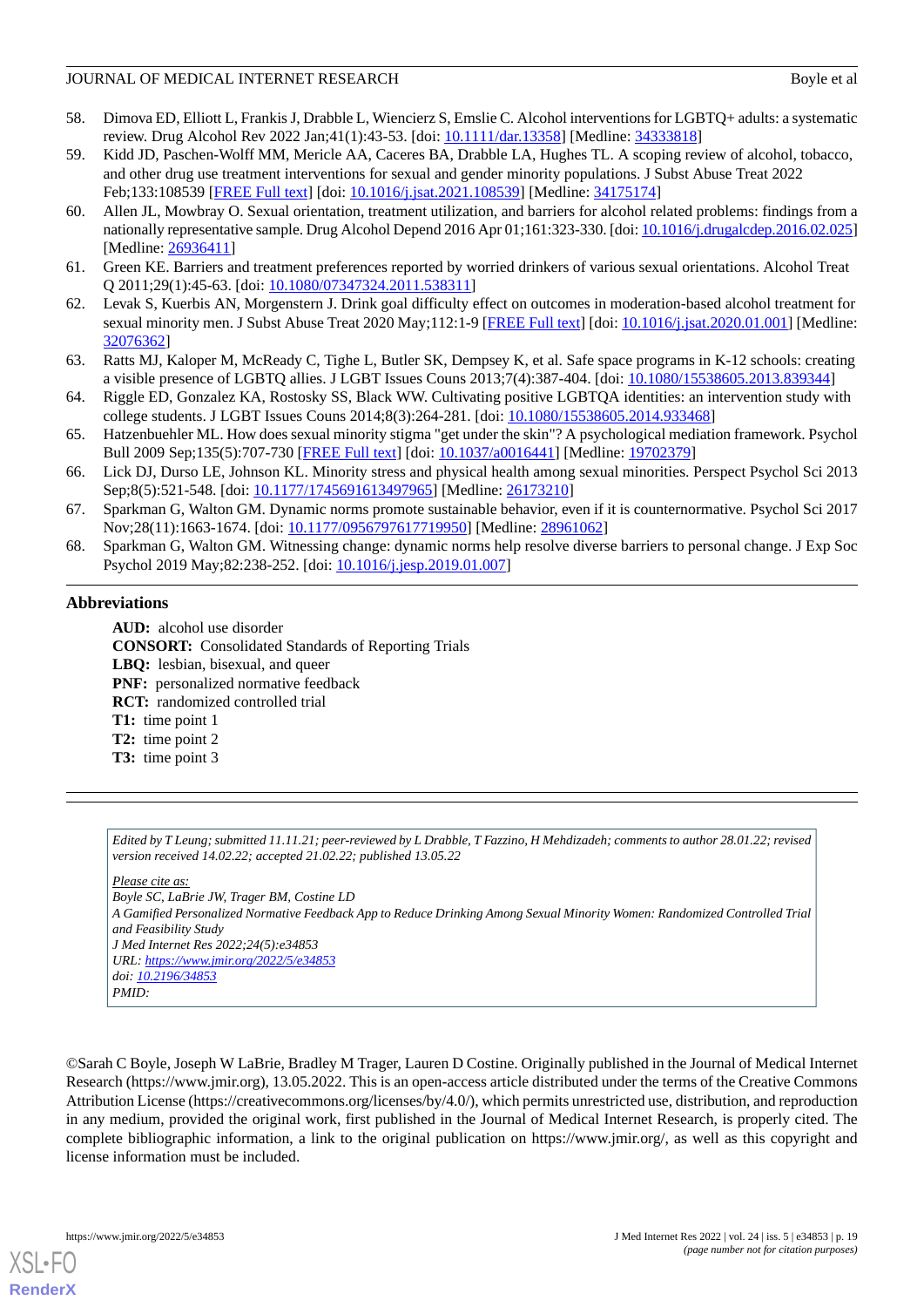58. Dimova ED, Elliott L, Frankis J, Drabble L, Wiencierz S, Emslie C. Alcohol interventions for LGBTQ+ adults: a systematic review. Drug Alcohol Rev 2022 Jan;41(1):43-53. [doi: 10.1111/dar.13358] [Medline: 34333818]
59. Kidd JD, Paschen-Wolff MM, Mericle AA, Caceres BA, Drabble LA, Hughes TL. A scoping review of alcohol, tobacco, and other drug use treatment interventions for sexual and gender minority populations. J Subst Abuse Treat 2022 Feb;133:108539 [FREE Full text] [doi: 10.1016/j.jsat.2021.108539] [Medline: 34175174]
60. Allen JL, Mowbray O. Sexual orientation, treatment utilization, and barriers for alcohol related problems: findings from a nationally representative sample. Drug Alcohol Depend 2016 Apr 01;161:323-330. [doi: 10.1016/j.drugalcdep.2016.02.025] [Medline: 26936411]
61. Green KE. Barriers and treatment preferences reported by worried drinkers of various sexual orientations. Alcohol Treat Q 2011;29(1):45-63. [doi: 10.1080/07347324.2011.538311]
62. Levak S, Kuerbis AN, Morgenstern J. Drink goal difficulty effect on outcomes in moderation-based alcohol treatment for sexual minority men. J Subst Abuse Treat 2020 May;112:1-9 [FREE Full text] [doi: 10.1016/j.jsat.2020.01.001] [Medline: 32076362]
63. Ratts MJ, Kaloper M, McReady C, Tighe L, Butler SK, Dempsey K, et al. Safe space programs in K-12 schools: creating a visible presence of LGBTQ allies. J LGBT Issues Couns 2013;7(4):387-404. [doi: 10.1080/15538605.2013.839344]
64. Riggle ED, Gonzalez KA, Rostosky SS, Black WW. Cultivating positive LGBTQA identities: an intervention study with college students. J LGBT Issues Couns 2014;8(3):264-281. [doi: 10.1080/15538605.2014.933468]
65. Hatzenbuehler ML. How does sexual minority stigma "get under the skin"? A psychological mediation framework. Psychol Bull 2009 Sep;135(5):707-730 [FREE Full text] [doi: 10.1037/a0016441] [Medline: 19702379]
66. Lick DJ, Durso LE, Johnson KL. Minority stress and physical health among sexual minorities. Perspect Psychol Sci 2013 Sep;8(5):521-548. [doi: 10.1177/1745691613497965] [Medline: 26173210]
67. Sparkman G, Walton GM. Dynamic norms promote sustainable behavior, even if it is counternormative. Psychol Sci 2017 Nov;28(11):1663-1674. [doi: 10.1177/0956797617719950] [Medline: 28961062]
68. Sparkman G, Walton GM. Witnessing change: dynamic norms help resolve diverse barriers to personal change. J Exp Soc Psychol 2019 May;82:238-252. [doi: 10.1016/j.jesp.2019.01.007]

## Abbreviations

**AUD:** alcohol use disorder  
**CONSORT:** Consolidated Standards of Reporting Trials  
**LBQ:** lesbian, bisexual, and queer  
**PNF:** personalized normative feedback  
**RCT:** randomized controlled trial  
**T1:** time point 1  
**T2:** time point 2  
**T3:** time point 3

*Edited by T Leung; submitted 11.11.21; peer-reviewed by L Drabble, T Fazzino, H Mehdizadeh; comments to author 28.01.22; revised version received 14.02.22; accepted 21.02.22; published 13.05.22*

*Please cite as:*  
*Boyle SC, LaBrie JW, Trager BM, Costine LD*  
*A Gamified Personalized Normative Feedback App to Reduce Drinking Among Sexual Minority Women: Randomized Controlled Trial and Feasibility Study*  
*J Med Internet Res 2022;24(5):e34853*  
*URL: https://www.jmir.org/2022/5/e34853*  
*doi: 10.2196/34853*  
*PMID:*

©Sarah C Boyle, Joseph W LaBrie, Bradley M Trager, Lauren D Costine. Originally published in the Journal of Medical Internet Research (https://www.jmir.org), 13.05.2022. This is an open-access article distributed under the terms of the Creative Commons Attribution License (https://creativecommons.org/licenses/by/4.0/), which permits unrestricted use, distribution, and reproduction in any medium, provided the original work, first published in the Journal of Medical Internet Research, is properly cited. The complete bibliographic information, a link to the original publication on https://www.jmir.org/, as well as this copyright and license information must be included.